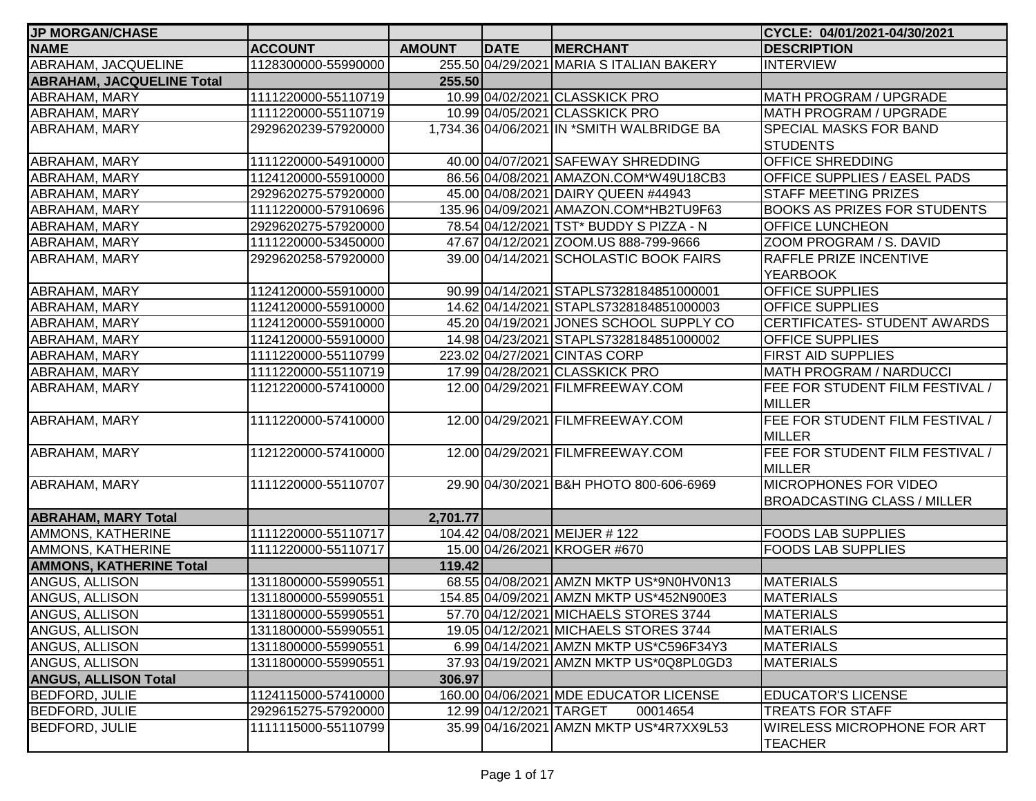| JP MORGAN/CHASE | | | | | CYCLE: 04/01/2021-04/30/2021 |
|---|---|---|---|---|---|
| **NAME** | **ACCOUNT** | **AMOUNT** | **DATE** | **MERCHANT** | **DESCRIPTION** |
| ABRAHAM, JACQUELINE | 1128300000-55990000 | 255.50 | 04/29/2021 | MARIA S ITALIAN BAKERY | INTERVIEW |
| **ABRAHAM, JACQUELINE Total** | | **255.50** | | | |
| ABRAHAM, MARY | 1111220000-55110719 | 10.99 | 04/02/2021 | CLASSKICK PRO | MATH PROGRAM / UPGRADE |
| ABRAHAM, MARY | 1111220000-55110719 | 10.99 | 04/05/2021 | CLASSKICK PRO | MATH PROGRAM / UPGRADE |
| ABRAHAM, MARY | 2929620239-57920000 | 1,734.36 | 04/06/2021 | IN *SMITH WALBRIDGE BA | SPECIAL MASKS FOR BAND STUDENTS |
| ABRAHAM, MARY | 1111220000-54910000 | 40.00 | 04/07/2021 | SAFEWAY SHREDDING | OFFICE SHREDDING |
| ABRAHAM, MARY | 1124120000-55910000 | 86.56 | 04/08/2021 | AMAZON.COM*W49U18CB3 | OFFICE SUPPLIES / EASEL PADS |
| ABRAHAM, MARY | 2929620275-57920000 | 45.00 | 04/08/2021 | DAIRY QUEEN #44943 | STAFF MEETING PRIZES |
| ABRAHAM, MARY | 1111220000-57910696 | 135.96 | 04/09/2021 | AMAZON.COM*HB2TU9F63 | BOOKS AS PRIZES FOR STUDENTS |
| ABRAHAM, MARY | 2929620275-57920000 | 78.54 | 04/12/2021 | TST* BUDDY S PIZZA - N | OFFICE LUNCHEON |
| ABRAHAM, MARY | 1111220000-53450000 | 47.67 | 04/12/2021 | ZOOM.US 888-799-9666 | ZOOM PROGRAM / S. DAVID |
| ABRAHAM, MARY | 2929620258-57920000 | 39.00 | 04/14/2021 | SCHOLASTIC BOOK FAIRS | RAFFLE PRIZE INCENTIVE YEARBOOK |
| ABRAHAM, MARY | 1124120000-55910000 | 90.99 | 04/14/2021 | STAPLS7328184851000001 | OFFICE SUPPLIES |
| ABRAHAM, MARY | 1124120000-55910000 | 14.62 | 04/14/2021 | STAPLS7328184851000003 | OFFICE SUPPLIES |
| ABRAHAM, MARY | 1124120000-55910000 | 45.20 | 04/19/2021 | JONES SCHOOL SUPPLY CO | CERTIFICATES- STUDENT AWARDS |
| ABRAHAM, MARY | 1124120000-55910000 | 14.98 | 04/23/2021 | STAPLS7328184851000002 | OFFICE SUPPLIES |
| ABRAHAM, MARY | 1111220000-55110799 | 223.02 | 04/27/2021 | CINTAS CORP | FIRST AID SUPPLIES |
| ABRAHAM, MARY | 1111220000-55110719 | 17.99 | 04/28/2021 | CLASSKICK PRO | MATH PROGRAM / NARDUCCI |
| ABRAHAM, MARY | 1121220000-57410000 | 12.00 | 04/29/2021 | FILMFREEWAY.COM | FEE FOR STUDENT FILM FESTIVAL / MILLER |
| ABRAHAM, MARY | 1111220000-57410000 | 12.00 | 04/29/2021 | FILMFREEWAY.COM | FEE FOR STUDENT FILM FESTIVAL / MILLER |
| ABRAHAM, MARY | 1121220000-57410000 | 12.00 | 04/29/2021 | FILMFREEWAY.COM | FEE FOR STUDENT FILM FESTIVAL / MILLER |
| ABRAHAM, MARY | 1111220000-55110707 | 29.90 | 04/30/2021 | B&H PHOTO 800-606-6969 | MICROPHONES FOR VIDEO BROADCASTING CLASS / MILLER |
| **ABRAHAM, MARY Total** | | **2,701.77** | | | |
| AMMONS, KATHERINE | 1111220000-55110717 | 104.42 | 04/08/2021 | MEIJER # 122 | FOODS LAB SUPPLIES |
| AMMONS, KATHERINE | 1111220000-55110717 | 15.00 | 04/26/2021 | KROGER #670 | FOODS LAB SUPPLIES |
| **AMMONS, KATHERINE Total** | | **119.42** | | | |
| ANGUS, ALLISON | 1311800000-55990551 | 68.55 | 04/08/2021 | AMZN MKTP US*9N0HV0N13 | MATERIALS |
| ANGUS, ALLISON | 1311800000-55990551 | 154.85 | 04/09/2021 | AMZN MKTP US*452N900E3 | MATERIALS |
| ANGUS, ALLISON | 1311800000-55990551 | 57.70 | 04/12/2021 | MICHAELS STORES 3744 | MATERIALS |
| ANGUS, ALLISON | 1311800000-55990551 | 19.05 | 04/12/2021 | MICHAELS STORES 3744 | MATERIALS |
| ANGUS, ALLISON | 1311800000-55990551 | 6.99 | 04/14/2021 | AMZN MKTP US*C596F34Y3 | MATERIALS |
| ANGUS, ALLISON | 1311800000-55990551 | 37.93 | 04/19/2021 | AMZN MKTP US*0Q8PL0GD3 | MATERIALS |
| **ANGUS, ALLISON Total** | | **306.97** | | | |
| BEDFORD, JULIE | 1124115000-57410000 | 160.00 | 04/06/2021 | MDE EDUCATOR LICENSE | EDUCATOR'S LICENSE |
| BEDFORD, JULIE | 2929615275-57920000 | 12.99 | 04/12/2021 | TARGET 00014654 | TREATS FOR STAFF |
| BEDFORD, JULIE | 1111115000-55110799 | 35.99 | 04/16/2021 | AMZN MKTP US*4R7XX9L53 | WIRELESS MICROPHONE FOR ART TEACHER |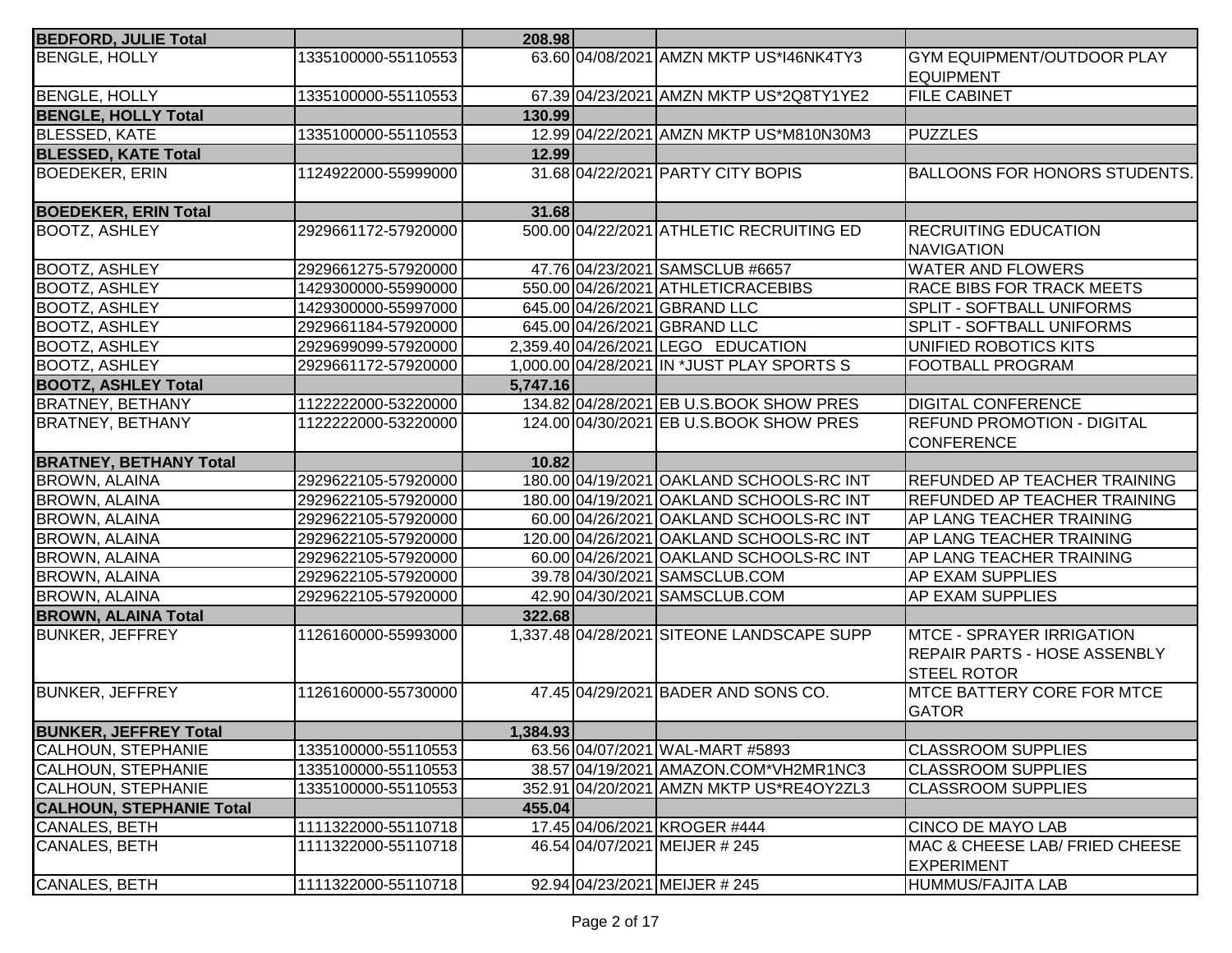| | | | | | |
|---|---|---|---|---|---|
| **BEDFORD, JULIE Total** | | **208.98** | | | |
| BENGLE, HOLLY | 1335100000-55110553 | 63.60 | 04/08/2021 | AMZN MKTP US*I46NK4TY3 | GYM EQUIPMENT/OUTDOOR PLAY EQUIPMENT |
| BENGLE, HOLLY | 1335100000-55110553 | 67.39 | 04/23/2021 | AMZN MKTP US*2Q8TY1YE2 | FILE CABINET |
| **BENGLE, HOLLY Total** | | **130.99** | | | |
| BLESSED, KATE | 1335100000-55110553 | 12.99 | 04/22/2021 | AMZN MKTP US*M810N30M3 | PUZZLES |
| **BLESSED, KATE Total** | | **12.99** | | | |
| BOEDEKER, ERIN | 1124922000-55999000 | 31.68 | 04/22/2021 | PARTY CITY BOPIS | BALLOONS FOR HONORS STUDENTS. |
| **BOEDEKER, ERIN Total** | | **31.68** | | | |
| BOOTZ, ASHLEY | 2929661172-57920000 | 500.00 | 04/22/2021 | ATHLETIC RECRUITING ED | RECRUITING EDUCATION NAVIGATION |
| BOOTZ, ASHLEY | 2929661275-57920000 | 47.76 | 04/23/2021 | SAMSCLUB #6657 | WATER AND FLOWERS |
| BOOTZ, ASHLEY | 1429300000-55990000 | 550.00 | 04/26/2021 | ATHLETICRACEBIBS | RACE BIBS FOR TRACK MEETS |
| BOOTZ, ASHLEY | 1429300000-55997000 | 645.00 | 04/26/2021 | GBRAND LLC | SPLIT - SOFTBALL UNIFORMS |
| BOOTZ, ASHLEY | 2929661184-57920000 | 645.00 | 04/26/2021 | GBRAND LLC | SPLIT - SOFTBALL UNIFORMS |
| BOOTZ, ASHLEY | 2929699099-57920000 | 2,359.40 | 04/26/2021 | LEGO EDUCATION | UNIFIED ROBOTICS KITS |
| BOOTZ, ASHLEY | 2929661172-57920000 | 1,000.00 | 04/28/2021 | IN *JUST PLAY SPORTS S | FOOTBALL PROGRAM |
| **BOOTZ, ASHLEY Total** | | **5,747.16** | | | |
| BRATNEY, BETHANY | 1122222000-53220000 | 134.82 | 04/28/2021 | EB U.S.BOOK SHOW PRES | DIGITAL CONFERENCE |
| BRATNEY, BETHANY | 1122222000-53220000 | 124.00 | 04/30/2021 | EB U.S.BOOK SHOW PRES | REFUND PROMOTION - DIGITAL CONFERENCE |
| **BRATNEY, BETHANY Total** | | **10.82** | | | |
| BROWN, ALAINA | 2929622105-57920000 | 180.00 | 04/19/2021 | OAKLAND SCHOOLS-RC INT | REFUNDED AP TEACHER TRAINING |
| BROWN, ALAINA | 2929622105-57920000 | 180.00 | 04/19/2021 | OAKLAND SCHOOLS-RC INT | REFUNDED AP TEACHER TRAINING |
| BROWN, ALAINA | 2929622105-57920000 | 60.00 | 04/26/2021 | OAKLAND SCHOOLS-RC INT | AP LANG TEACHER TRAINING |
| BROWN, ALAINA | 2929622105-57920000 | 120.00 | 04/26/2021 | OAKLAND SCHOOLS-RC INT | AP LANG TEACHER TRAINING |
| BROWN, ALAINA | 2929622105-57920000 | 60.00 | 04/26/2021 | OAKLAND SCHOOLS-RC INT | AP LANG TEACHER TRAINING |
| BROWN, ALAINA | 2929622105-57920000 | 39.78 | 04/30/2021 | SAMSCLUB.COM | AP EXAM SUPPLIES |
| BROWN, ALAINA | 2929622105-57920000 | 42.90 | 04/30/2021 | SAMSCLUB.COM | AP EXAM SUPPLIES |
| **BROWN, ALAINA Total** | | **322.68** | | | |
| BUNKER, JEFFREY | 1126160000-55993000 | 1,337.48 | 04/28/2021 | SITEONE LANDSCAPE SUPP | MTCE - SPRAYER IRRIGATION REPAIR PARTS - HOSE ASSENBLY STEEL ROTOR |
| BUNKER, JEFFREY | 1126160000-55730000 | 47.45 | 04/29/2021 | BADER AND SONS CO. | MTCE BATTERY CORE FOR MTCE GATOR |
| **BUNKER, JEFFREY Total** | | **1,384.93** | | | |
| CALHOUN, STEPHANIE | 1335100000-55110553 | 63.56 | 04/07/2021 | WAL-MART #5893 | CLASSROOM SUPPLIES |
| CALHOUN, STEPHANIE | 1335100000-55110553 | 38.57 | 04/19/2021 | AMAZON.COM*VH2MR1NC3 | CLASSROOM SUPPLIES |
| CALHOUN, STEPHANIE | 1335100000-55110553 | 352.91 | 04/20/2021 | AMZN MKTP US*RE4OY2ZL3 | CLASSROOM SUPPLIES |
| **CALHOUN, STEPHANIE Total** | | **455.04** | | | |
| CANALES, BETH | 1111322000-55110718 | 17.45 | 04/06/2021 | KROGER #444 | CINCO DE MAYO LAB |
| CANALES, BETH | 1111322000-55110718 | 46.54 | 04/07/2021 | MEIJER # 245 | MAC & CHEESE LAB/ FRIED CHEESE EXPERIMENT |
| CANALES, BETH | 1111322000-55110718 | 92.94 | 04/23/2021 | MEIJER # 245 | HUMMUS/FAJITA LAB |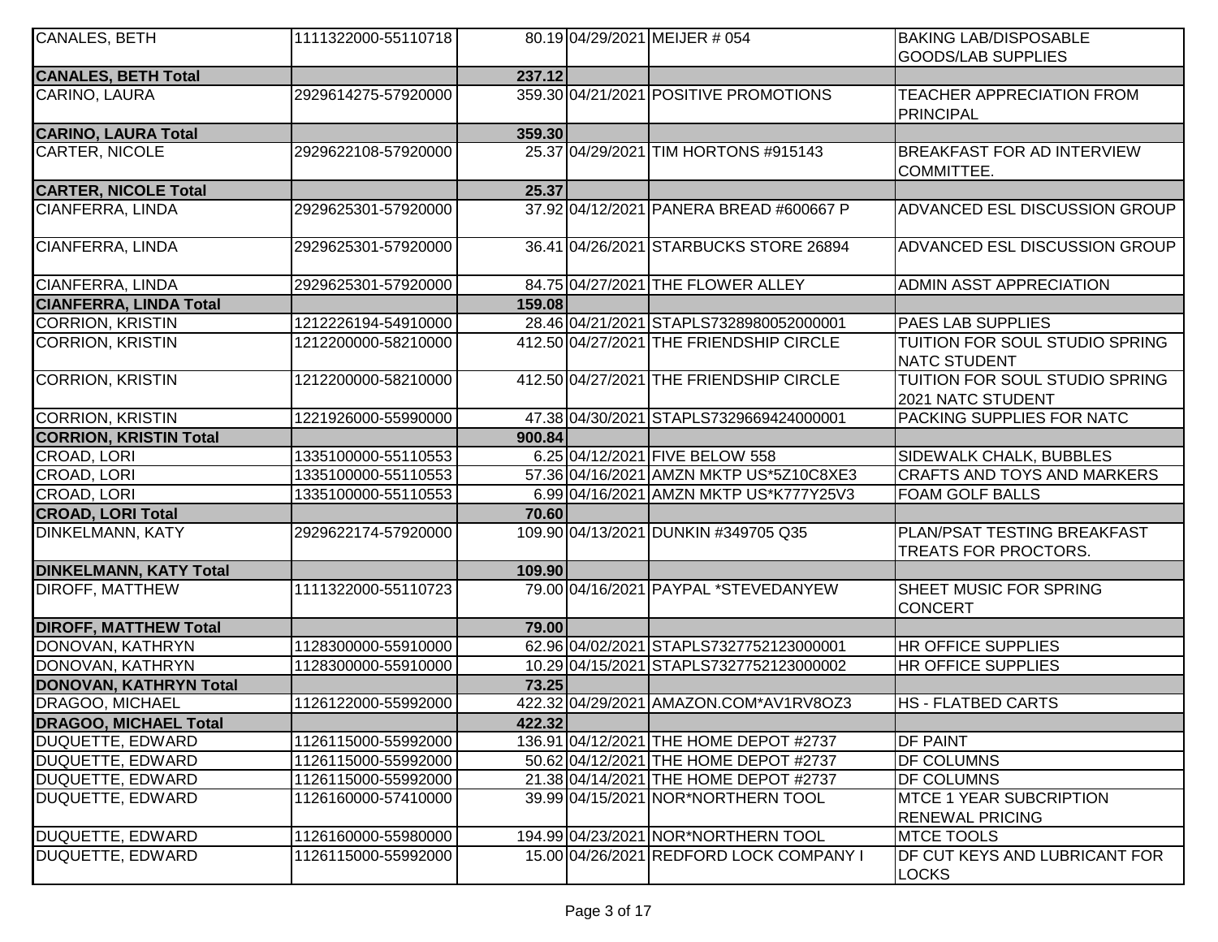| | | | | | |
|---|---|---|---|---|---|
| CANALES, BETH | 1111322000-55110718 | 80.19 | 04/29/2021 | MEIJER # 054 | BAKING LAB/DISPOSABLE GOODS/LAB SUPPLIES |
| **CANALES, BETH Total** | | **237.12** | | | |
| CARINO, LAURA | 2929614275-57920000 | 359.30 | 04/21/2021 | POSITIVE PROMOTIONS | TEACHER APPRECIATION FROM PRINCIPAL |
| **CARINO, LAURA Total** | | **359.30** | | | |
| CARTER, NICOLE | 2929622108-57920000 | 25.37 | 04/29/2021 | TIM HORTONS #915143 | BREAKFAST FOR AD INTERVIEW COMMITTEE. |
| **CARTER, NICOLE Total** | | **25.37** | | | |
| CIANFERRA, LINDA | 2929625301-57920000 | 37.92 | 04/12/2021 | PANERA BREAD #600667 P | ADVANCED ESL DISCUSSION GROUP |
| CIANFERRA, LINDA | 2929625301-57920000 | 36.41 | 04/26/2021 | STARBUCKS STORE 26894 | ADVANCED ESL DISCUSSION GROUP |
| CIANFERRA, LINDA | 2929625301-57920000 | 84.75 | 04/27/2021 | THE FLOWER ALLEY | ADMIN ASST APPRECIATION |
| **CIANFERRA, LINDA Total** | | **159.08** | | | |
| CORRION, KRISTIN | 1212226194-54910000 | 28.46 | 04/21/2021 | STAPLS7328980052000001 | PAES LAB SUPPLIES |
| CORRION, KRISTIN | 1212200000-58210000 | 412.50 | 04/27/2021 | THE FRIENDSHIP CIRCLE | TUITION FOR SOUL STUDIO SPRING NATC STUDENT |
| CORRION, KRISTIN | 1212200000-58210000 | 412.50 | 04/27/2021 | THE FRIENDSHIP CIRCLE | TUITION FOR SOUL STUDIO SPRING 2021 NATC STUDENT |
| CORRION, KRISTIN | 1221926000-55990000 | 47.38 | 04/30/2021 | STAPLS7329669424000001 | PACKING SUPPLIES FOR NATC |
| **CORRION, KRISTIN Total** | | **900.84** | | | |
| CROAD, LORI | 1335100000-55110553 | 6.25 | 04/12/2021 | FIVE BELOW 558 | SIDEWALK CHALK, BUBBLES |
| CROAD, LORI | 1335100000-55110553 | 57.36 | 04/16/2021 | AMZN MKTP US*5Z10C8XE3 | CRAFTS AND TOYS AND MARKERS |
| CROAD, LORI | 1335100000-55110553 | 6.99 | 04/16/2021 | AMZN MKTP US*K777Y25V3 | FOAM GOLF BALLS |
| **CROAD, LORI Total** | | **70.60** | | | |
| DINKELMANN, KATY | 2929622174-57920000 | 109.90 | 04/13/2021 | DUNKIN #349705 Q35 | PLAN/PSAT TESTING BREAKFAST TREATS FOR PROCTORS. |
| **DINKELMANN, KATY Total** | | **109.90** | | | |
| DIROFF, MATTHEW | 1111322000-55110723 | 79.00 | 04/16/2021 | PAYPAL *STEVEDANYEW | SHEET MUSIC FOR SPRING CONCERT |
| **DIROFF, MATTHEW Total** | | **79.00** | | | |
| DONOVAN, KATHRYN | 1128300000-55910000 | 62.96 | 04/02/2021 | STAPLS7327752123000001 | HR OFFICE SUPPLIES |
| DONOVAN, KATHRYN | 1128300000-55910000 | 10.29 | 04/15/2021 | STAPLS7327752123000002 | HR OFFICE SUPPLIES |
| **DONOVAN, KATHRYN Total** | | **73.25** | | | |
| DRAGOO, MICHAEL | 1126122000-55992000 | 422.32 | 04/29/2021 | AMAZON.COM*AV1RV8OZ3 | HS - FLATBED CARTS |
| **DRAGOO, MICHAEL Total** | | **422.32** | | | |
| DUQUETTE, EDWARD | 1126115000-55992000 | 136.91 | 04/12/2021 | THE HOME DEPOT #2737 | DF PAINT |
| DUQUETTE, EDWARD | 1126115000-55992000 | 50.62 | 04/12/2021 | THE HOME DEPOT #2737 | DF COLUMNS |
| DUQUETTE, EDWARD | 1126115000-55992000 | 21.38 | 04/14/2021 | THE HOME DEPOT #2737 | DF COLUMNS |
| DUQUETTE, EDWARD | 1126160000-57410000 | 39.99 | 04/15/2021 | NOR*NORTHERN TOOL | MTCE 1 YEAR SUBCRIPTION RENEWAL PRICING |
| DUQUETTE, EDWARD | 1126160000-55980000 | 194.99 | 04/23/2021 | NOR*NORTHERN TOOL | MTCE TOOLS |
| DUQUETTE, EDWARD | 1126115000-55992000 | 15.00 | 04/26/2021 | REDFORD LOCK COMPANY I | DF CUT KEYS AND LUBRICANT FOR LOCKS |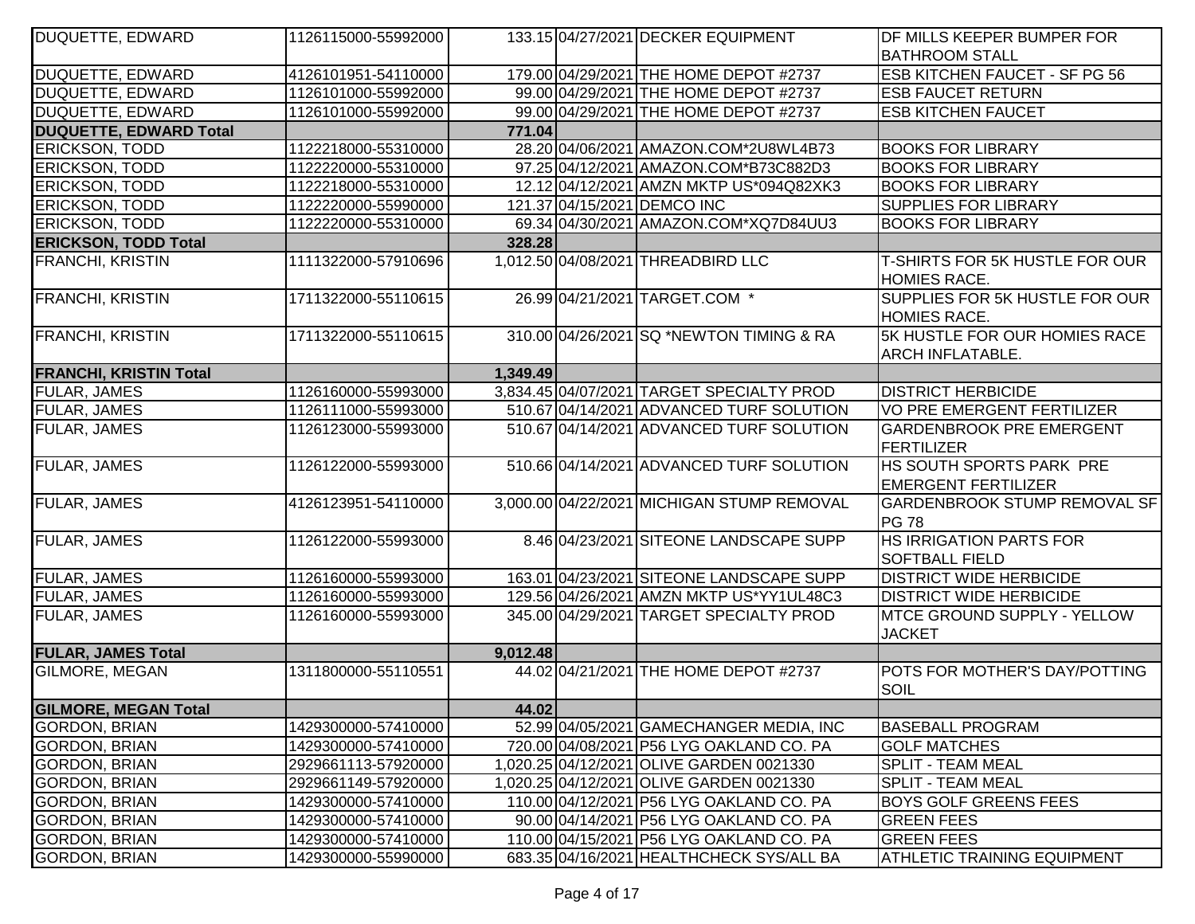| | | | | | |
|---|---|---|---|---|---|
| DUQUETTE, EDWARD | 1126115000-55992000 | 133.15 | 04/27/2021 | DECKER EQUIPMENT | DF MILLS KEEPER BUMPER FOR BATHROOM STALL |
| DUQUETTE, EDWARD | 4126101951-54110000 | 179.00 | 04/29/2021 | THE HOME DEPOT #2737 | ESB KITCHEN FAUCET - SF PG 56 |
| DUQUETTE, EDWARD | 1126101000-55992000 | 99.00 | 04/29/2021 | THE HOME DEPOT #2737 | ESB FAUCET RETURN |
| DUQUETTE, EDWARD | 1126101000-55992000 | 99.00 | 04/29/2021 | THE HOME DEPOT #2737 | ESB KITCHEN FAUCET |
| **DUQUETTE, EDWARD Total** | | **771.04** | | | |
| ERICKSON, TODD | 1122218000-55310000 | 28.20 | 04/06/2021 | AMAZON.COM*2U8WL4B73 | BOOKS FOR LIBRARY |
| ERICKSON, TODD | 1122220000-55310000 | 97.25 | 04/12/2021 | AMAZON.COM*B73C882D3 | BOOKS FOR LIBRARY |
| ERICKSON, TODD | 1122218000-55310000 | 12.12 | 04/12/2021 | AMZN MKTP US*094Q82XK3 | BOOKS FOR LIBRARY |
| ERICKSON, TODD | 1122220000-55990000 | 121.37 | 04/15/2021 | DEMCO INC | SUPPLIES FOR LIBRARY |
| ERICKSON, TODD | 1122220000-55310000 | 69.34 | 04/30/2021 | AMAZON.COM*XQ7D84UU3 | BOOKS FOR LIBRARY |
| **ERICKSON, TODD Total** | | **328.28** | | | |
| FRANCHI, KRISTIN | 1111322000-57910696 | 1,012.50 | 04/08/2021 | THREADBIRD LLC | T-SHIRTS FOR 5K HUSTLE FOR OUR HOMIES RACE. |
| FRANCHI, KRISTIN | 1711322000-55110615 | 26.99 | 04/21/2021 | TARGET.COM * | SUPPLIES FOR 5K HUSTLE FOR OUR HOMIES RACE. |
| FRANCHI, KRISTIN | 1711322000-55110615 | 310.00 | 04/26/2021 | SQ *NEWTON TIMING & RA | 5K HUSTLE FOR OUR HOMIES RACE ARCH INFLATABLE. |
| **FRANCHI, KRISTIN Total** | | **1,349.49** | | | |
| FULAR, JAMES | 1126160000-55993000 | 3,834.45 | 04/07/2021 | TARGET SPECIALTY PROD | DISTRICT HERBICIDE |
| FULAR, JAMES | 1126111000-55993000 | 510.67 | 04/14/2021 | ADVANCED TURF SOLUTION | VO PRE EMERGENT FERTILIZER |
| FULAR, JAMES | 1126123000-55993000 | 510.67 | 04/14/2021 | ADVANCED TURF SOLUTION | GARDENBROOK PRE EMERGENT FERTILIZER |
| FULAR, JAMES | 1126122000-55993000 | 510.66 | 04/14/2021 | ADVANCED TURF SOLUTION | HS SOUTH SPORTS PARK PRE EMERGENT FERTILIZER |
| FULAR, JAMES | 4126123951-54110000 | 3,000.00 | 04/22/2021 | MICHIGAN STUMP REMOVAL | GARDENBROOK STUMP REMOVAL SF PG 78 |
| FULAR, JAMES | 1126122000-55993000 | 8.46 | 04/23/2021 | SITEONE LANDSCAPE SUPP | HS IRRIGATION PARTS FOR SOFTBALL FIELD |
| FULAR, JAMES | 1126160000-55993000 | 163.01 | 04/23/2021 | SITEONE LANDSCAPE SUPP | DISTRICT WIDE HERBICIDE |
| FULAR, JAMES | 1126160000-55993000 | 129.56 | 04/26/2021 | AMZN MKTP US*YY1UL48C3 | DISTRICT WIDE HERBICIDE |
| FULAR, JAMES | 1126160000-55993000 | 345.00 | 04/29/2021 | TARGET SPECIALTY PROD | MTCE GROUND SUPPLY - YELLOW JACKET |
| **FULAR, JAMES Total** | | **9,012.48** | | | |
| GILMORE, MEGAN | 1311800000-55110551 | 44.02 | 04/21/2021 | THE HOME DEPOT #2737 | POTS FOR MOTHER'S DAY/POTTING SOIL |
| **GILMORE, MEGAN Total** | | **44.02** | | | |
| GORDON, BRIAN | 1429300000-57410000 | 52.99 | 04/05/2021 | GAMECHANGER MEDIA, INC | BASEBALL PROGRAM |
| GORDON, BRIAN | 1429300000-57410000 | 720.00 | 04/08/2021 | P56 LYG OAKLAND CO. PA | GOLF MATCHES |
| GORDON, BRIAN | 2929661113-57920000 | 1,020.25 | 04/12/2021 | OLIVE GARDEN 0021330 | SPLIT - TEAM MEAL |
| GORDON, BRIAN | 2929661149-57920000 | 1,020.25 | 04/12/2021 | OLIVE GARDEN 0021330 | SPLIT - TEAM MEAL |
| GORDON, BRIAN | 1429300000-57410000 | 110.00 | 04/12/2021 | P56 LYG OAKLAND CO. PA | BOYS GOLF GREENS FEES |
| GORDON, BRIAN | 1429300000-57410000 | 90.00 | 04/14/2021 | P56 LYG OAKLAND CO. PA | GREEN FEES |
| GORDON, BRIAN | 1429300000-57410000 | 110.00 | 04/15/2021 | P56 LYG OAKLAND CO. PA | GREEN FEES |
| GORDON, BRIAN | 1429300000-55990000 | 683.35 | 04/16/2021 | HEALTHCHECK SYS/ALL BA | ATHLETIC TRAINING EQUIPMENT |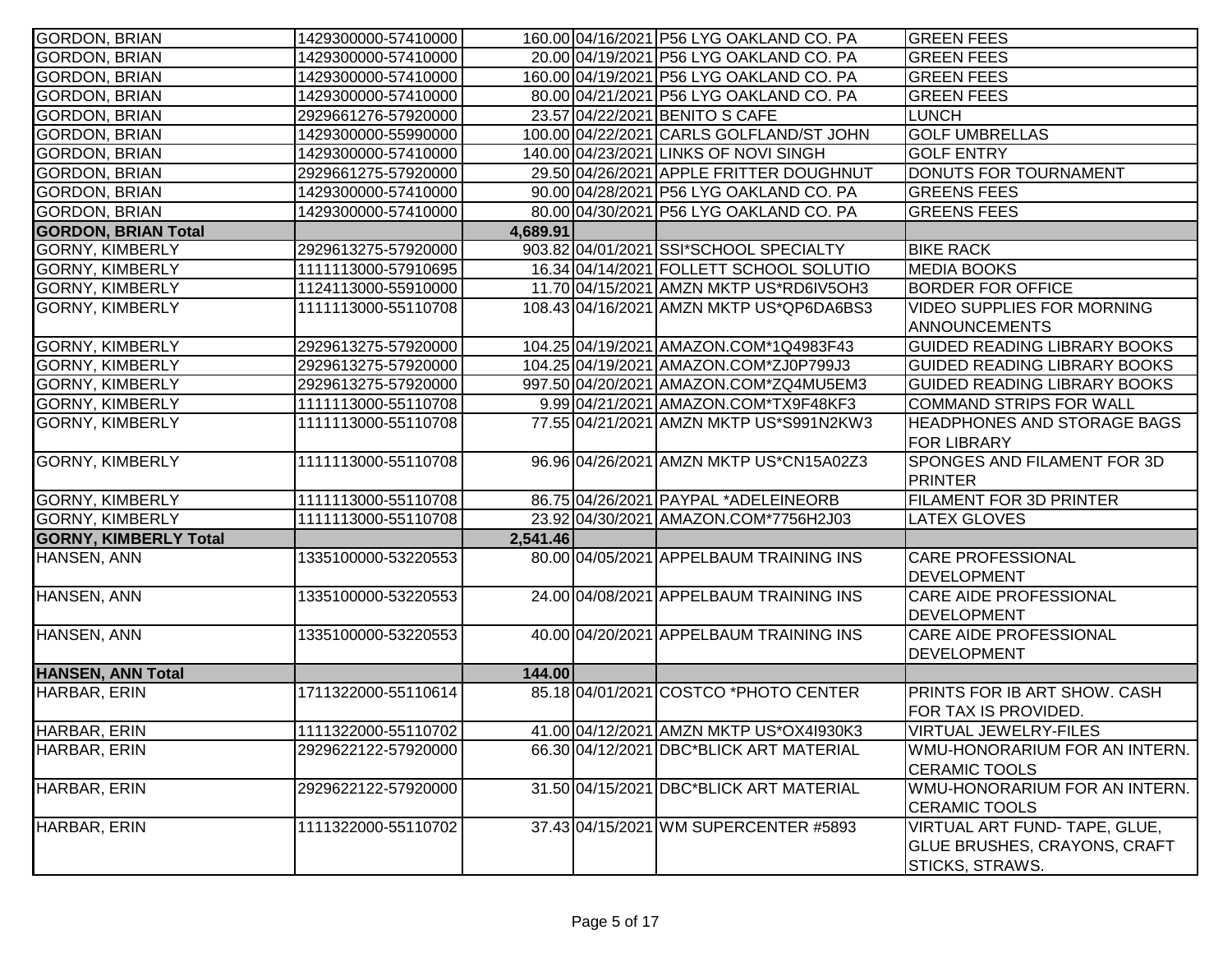| | | | | | |
|---|---|---|---|---|---|
| GORDON, BRIAN | 1429300000-57410000 | 160.00 | 04/16/2021 | P56 LYG OAKLAND CO. PA | GREEN FEES |
| GORDON, BRIAN | 1429300000-57410000 | 20.00 | 04/19/2021 | P56 LYG OAKLAND CO. PA | GREEN FEES |
| GORDON, BRIAN | 1429300000-57410000 | 160.00 | 04/19/2021 | P56 LYG OAKLAND CO. PA | GREEN FEES |
| GORDON, BRIAN | 1429300000-57410000 | 80.00 | 04/21/2021 | P56 LYG OAKLAND CO. PA | GREEN FEES |
| GORDON, BRIAN | 2929661276-57920000 | 23.57 | 04/22/2021 | BENITO S CAFE | LUNCH |
| GORDON, BRIAN | 1429300000-55990000 | 100.00 | 04/22/2021 | CARLS GOLFLAND/ST JOHN | GOLF UMBRELLAS |
| GORDON, BRIAN | 1429300000-57410000 | 140.00 | 04/23/2021 | LINKS OF NOVI SINGH | GOLF ENTRY |
| GORDON, BRIAN | 2929661275-57920000 | 29.50 | 04/26/2021 | APPLE FRITTER DOUGHNUT | DONUTS FOR TOURNAMENT |
| GORDON, BRIAN | 1429300000-57410000 | 90.00 | 04/28/2021 | P56 LYG OAKLAND CO. PA | GREENS FEES |
| GORDON, BRIAN | 1429300000-57410000 | 80.00 | 04/30/2021 | P56 LYG OAKLAND CO. PA | GREENS FEES |
| **GORDON, BRIAN Total** | | **4,689.91** | | | |
| GORNY, KIMBERLY | 2929613275-57920000 | 903.82 | 04/01/2021 | SSI*SCHOOL SPECIALTY | BIKE RACK |
| GORNY, KIMBERLY | 1111113000-57910695 | 16.34 | 04/14/2021 | FOLLETT SCHOOL SOLUTIO | MEDIA BOOKS |
| GORNY, KIMBERLY | 1124113000-55910000 | 11.70 | 04/15/2021 | AMZN MKTP US*RD6IV5OH3 | BORDER FOR OFFICE |
| GORNY, KIMBERLY | 1111113000-55110708 | 108.43 | 04/16/2021 | AMZN MKTP US*QP6DA6BS3 | VIDEO SUPPLIES FOR MORNING ANNOUNCEMENTS |
| GORNY, KIMBERLY | 2929613275-57920000 | 104.25 | 04/19/2021 | AMAZON.COM*1Q4983F43 | GUIDED READING LIBRARY BOOKS |
| GORNY, KIMBERLY | 2929613275-57920000 | 104.25 | 04/19/2021 | AMAZON.COM*ZJ0P799J3 | GUIDED READING LIBRARY BOOKS |
| GORNY, KIMBERLY | 2929613275-57920000 | 997.50 | 04/20/2021 | AMAZON.COM*ZQ4MU5EM3 | GUIDED READING LIBRARY BOOKS |
| GORNY, KIMBERLY | 1111113000-55110708 | 9.99 | 04/21/2021 | AMAZON.COM*TX9F48KF3 | COMMAND STRIPS FOR WALL |
| GORNY, KIMBERLY | 1111113000-55110708 | 77.55 | 04/21/2021 | AMZN MKTP US*S991N2KW3 | HEADPHONES AND STORAGE BAGS FOR LIBRARY |
| GORNY, KIMBERLY | 1111113000-55110708 | 96.96 | 04/26/2021 | AMZN MKTP US*CN15A02Z3 | SPONGES AND FILAMENT FOR 3D PRINTER |
| GORNY, KIMBERLY | 1111113000-55110708 | 86.75 | 04/26/2021 | PAYPAL *ADELEINEORB | FILAMENT FOR 3D PRINTER |
| GORNY, KIMBERLY | 1111113000-55110708 | 23.92 | 04/30/2021 | AMAZON.COM*7756H2J03 | LATEX GLOVES |
| **GORNY, KIMBERLY Total** | | **2,541.46** | | | |
| HANSEN, ANN | 1335100000-53220553 | 80.00 | 04/05/2021 | APPELBAUM TRAINING INS | CARE PROFESSIONAL DEVELOPMENT |
| HANSEN, ANN | 1335100000-53220553 | 24.00 | 04/08/2021 | APPELBAUM TRAINING INS | CARE AIDE PROFESSIONAL DEVELOPMENT |
| HANSEN, ANN | 1335100000-53220553 | 40.00 | 04/20/2021 | APPELBAUM TRAINING INS | CARE AIDE PROFESSIONAL DEVELOPMENT |
| **HANSEN, ANN Total** | | **144.00** | | | |
| HARBAR, ERIN | 1711322000-55110614 | 85.18 | 04/01/2021 | COSTCO *PHOTO CENTER | PRINTS FOR IB ART SHOW. CASH FOR TAX IS PROVIDED. |
| HARBAR, ERIN | 1111322000-55110702 | 41.00 | 04/12/2021 | AMZN MKTP US*OX4I930K3 | VIRTUAL JEWELRY-FILES |
| HARBAR, ERIN | 2929622122-57920000 | 66.30 | 04/12/2021 | DBC*BLICK ART MATERIAL | WMU-HONORARIUM FOR AN INTERN. CERAMIC TOOLS |
| HARBAR, ERIN | 2929622122-57920000 | 31.50 | 04/15/2021 | DBC*BLICK ART MATERIAL | WMU-HONORARIUM FOR AN INTERN. CERAMIC TOOLS |
| HARBAR, ERIN | 1111322000-55110702 | 37.43 | 04/15/2021 | WM SUPERCENTER #5893 | VIRTUAL ART FUND- TAPE, GLUE, GLUE BRUSHES, CRAYONS, CRAFT STICKS, STRAWS. |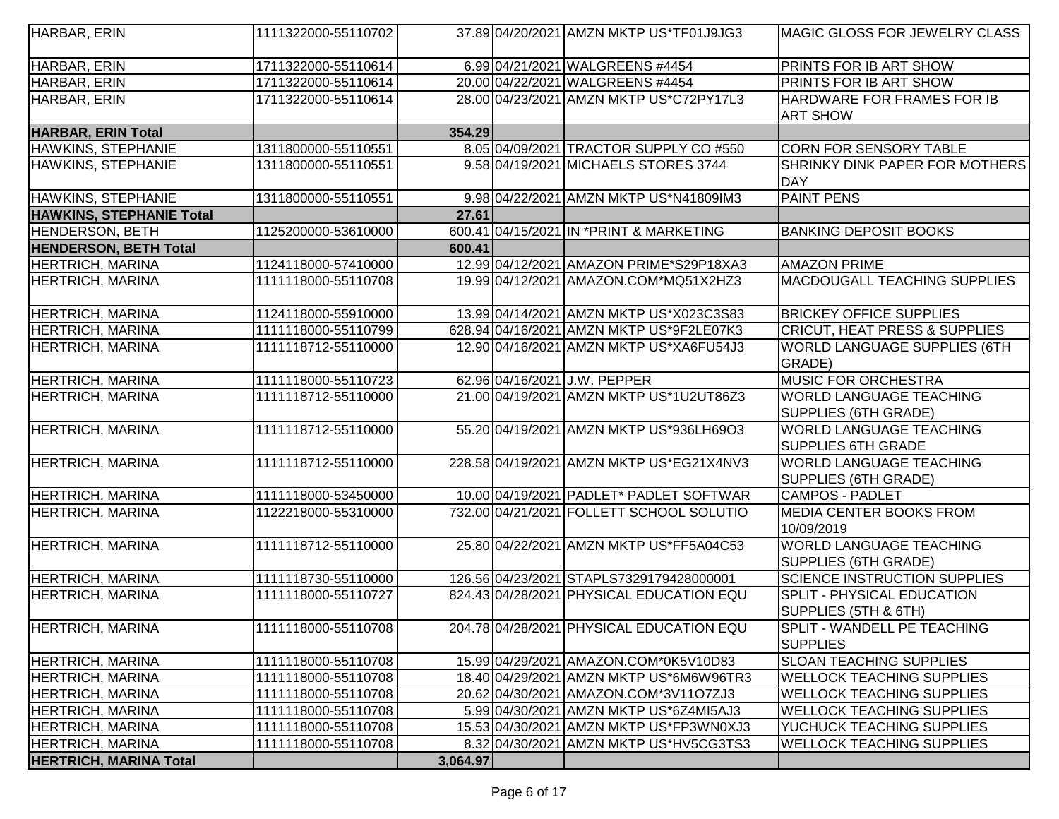| HARBAR, ERIN | 1111322000-55110702 | 37.89 | 04/20/2021 | AMZN MKTP US*TF01J9JG3 | MAGIC GLOSS FOR JEWELRY CLASS |
|---|---|---|---|---|---|
| HARBAR, ERIN | 1711322000-55110614 | 6.99 | 04/21/2021 | WALGREENS #4454 | PRINTS FOR IB ART SHOW |
| HARBAR, ERIN | 1711322000-55110614 | 20.00 | 04/22/2021 | WALGREENS #4454 | PRINTS FOR IB ART SHOW |
| HARBAR, ERIN | 1711322000-55110614 | 28.00 | 04/23/2021 | AMZN MKTP US*C72PY17L3 | HARDWARE FOR FRAMES FOR IB ART SHOW |
| **HARBAR, ERIN Total** | | **354.29** | | | |
| HAWKINS, STEPHANIE | 1311800000-55110551 | 8.05 | 04/09/2021 | TRACTOR SUPPLY CO #550 | CORN FOR SENSORY TABLE |
| HAWKINS, STEPHANIE | 1311800000-55110551 | 9.58 | 04/19/2021 | MICHAELS STORES 3744 | SHRINKY DINK PAPER FOR MOTHERS DAY |
| HAWKINS, STEPHANIE | 1311800000-55110551 | 9.98 | 04/22/2021 | AMZN MKTP US*N41809IM3 | PAINT PENS |
| **HAWKINS, STEPHANIE Total** | | **27.61** | | | |
| HENDERSON, BETH | 1125200000-53610000 | 600.41 | 04/15/2021 | IN *PRINT & MARKETING | BANKING DEPOSIT BOOKS |
| **HENDERSON, BETH Total** | | **600.41** | | | |
| HERTRICH, MARINA | 1124118000-57410000 | 12.99 | 04/12/2021 | AMAZON PRIME*S29P18XA3 | AMAZON PRIME |
| HERTRICH, MARINA | 1111118000-55110708 | 19.99 | 04/12/2021 | AMAZON.COM*MQ51X2HZ3 | MACDOUGALL TEACHING SUPPLIES |
| HERTRICH, MARINA | 1124118000-55910000 | 13.99 | 04/14/2021 | AMZN MKTP US*X023C3S83 | BRICKEY OFFICE SUPPLIES |
| HERTRICH, MARINA | 1111118000-55110799 | 628.94 | 04/16/2021 | AMZN MKTP US*9F2LE07K3 | CRICUT, HEAT PRESS & SUPPLIES |
| HERTRICH, MARINA | 1111118712-55110000 | 12.90 | 04/16/2021 | AMZN MKTP US*XA6FU54J3 | WORLD LANGUAGE SUPPLIES (6TH GRADE) |
| HERTRICH, MARINA | 1111118000-55110723 | 62.96 | 04/16/2021 | J.W. PEPPER | MUSIC FOR ORCHESTRA |
| HERTRICH, MARINA | 1111118712-55110000 | 21.00 | 04/19/2021 | AMZN MKTP US*1U2UT86Z3 | WORLD LANGUAGE TEACHING SUPPLIES (6TH GRADE) |
| HERTRICH, MARINA | 1111118712-55110000 | 55.20 | 04/19/2021 | AMZN MKTP US*936LH69O3 | WORLD LANGUAGE TEACHING SUPPLIES 6TH GRADE |
| HERTRICH, MARINA | 1111118712-55110000 | 228.58 | 04/19/2021 | AMZN MKTP US*EG21X4NV3 | WORLD LANGUAGE TEACHING SUPPLIES (6TH GRADE) |
| HERTRICH, MARINA | 1111118000-53450000 | 10.00 | 04/19/2021 | PADLET* PADLET SOFTWAR | CAMPOS - PADLET |
| HERTRICH, MARINA | 1122218000-55310000 | 732.00 | 04/21/2021 | FOLLETT SCHOOL SOLUTIO | MEDIA CENTER BOOKS FROM 10/09/2019 |
| HERTRICH, MARINA | 1111118712-55110000 | 25.80 | 04/22/2021 | AMZN MKTP US*FF5A04C53 | WORLD LANGUAGE TEACHING SUPPLIES (6TH GRADE) |
| HERTRICH, MARINA | 1111118730-55110000 | 126.56 | 04/23/2021 | STAPLS7329179428000001 | SCIENCE INSTRUCTION SUPPLIES |
| HERTRICH, MARINA | 1111118000-55110727 | 824.43 | 04/28/2021 | PHYSICAL EDUCATION EQU | SPLIT - PHYSICAL EDUCATION SUPPLIES (5TH & 6TH) |
| HERTRICH, MARINA | 1111118000-55110708 | 204.78 | 04/28/2021 | PHYSICAL EDUCATION EQU | SPLIT - WANDELL PE TEACHING SUPPLIES |
| HERTRICH, MARINA | 1111118000-55110708 | 15.99 | 04/29/2021 | AMAZON.COM*0K5V10D83 | SLOAN TEACHING SUPPLIES |
| HERTRICH, MARINA | 1111118000-55110708 | 18.40 | 04/29/2021 | AMZN MKTP US*6M6W96TR3 | WELLOCK TEACHING SUPPLIES |
| HERTRICH, MARINA | 1111118000-55110708 | 20.62 | 04/30/2021 | AMAZON.COM*3V11O7ZJ3 | WELLOCK TEACHING SUPPLIES |
| HERTRICH, MARINA | 1111118000-55110708 | 5.99 | 04/30/2021 | AMZN MKTP US*6Z4MI5AJ3 | WELLOCK TEACHING SUPPLIES |
| HERTRICH, MARINA | 1111118000-55110708 | 15.53 | 04/30/2021 | AMZN MKTP US*FP3WN0XJ3 | YUCHUCK TEACHING SUPPLIES |
| HERTRICH, MARINA | 1111118000-55110708 | 8.32 | 04/30/2021 | AMZN MKTP US*HV5CG3TS3 | WELLOCK TEACHING SUPPLIES |
| **HERTRICH, MARINA Total** | | **3,064.97** | | | |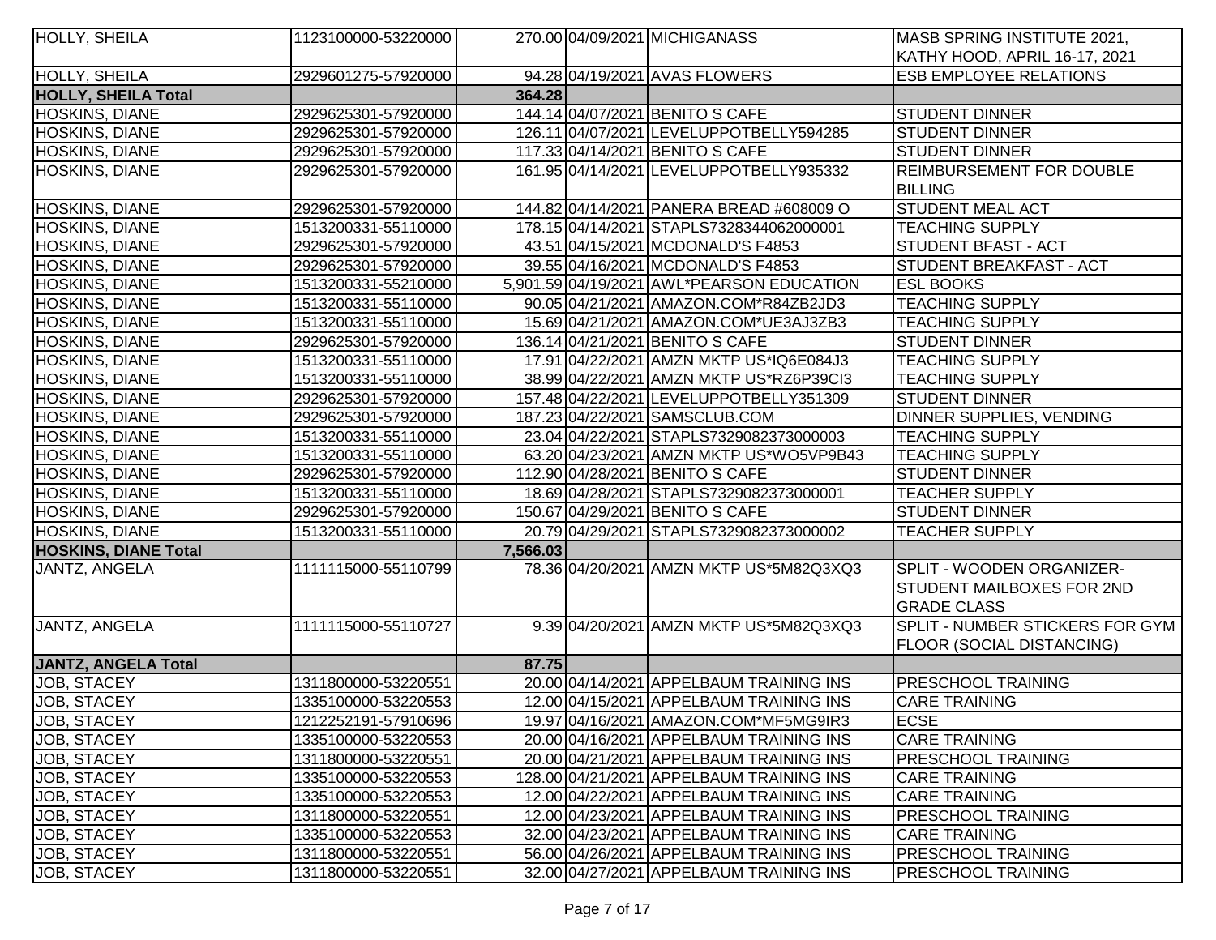| HOLLY, SHEILA | 1123100000-53220000 | 270.00 | 04/09/2021 | MICHIGANASS | MASB SPRING INSTITUTE 2021, KATHY HOOD, APRIL 16-17, 2021 |
|---|---|---|---|---|---|
| HOLLY, SHEILA | 2929601275-57920000 | 94.28 | 04/19/2021 | AVAS FLOWERS | ESB EMPLOYEE RELATIONS |
| **HOLLY, SHEILA Total** | | **364.28** | | | |
| HOSKINS, DIANE | 2929625301-57920000 | 144.14 | 04/07/2021 | BENITO S CAFE | STUDENT DINNER |
| HOSKINS, DIANE | 2929625301-57920000 | 126.11 | 04/07/2021 | LEVELUPPOTBELLY594285 | STUDENT DINNER |
| HOSKINS, DIANE | 2929625301-57920000 | 117.33 | 04/14/2021 | BENITO S CAFE | STUDENT DINNER |
| HOSKINS, DIANE | 2929625301-57920000 | 161.95 | 04/14/2021 | LEVELUPPOTBELLY935332 | REIMBURSEMENT FOR DOUBLE BILLING |
| HOSKINS, DIANE | 2929625301-57920000 | 144.82 | 04/14/2021 | PANERA BREAD #608009 O | STUDENT MEAL ACT |
| HOSKINS, DIANE | 1513200331-55110000 | 178.15 | 04/14/2021 | STAPLS7328344062000001 | TEACHING SUPPLY |
| HOSKINS, DIANE | 2929625301-57920000 | 43.51 | 04/15/2021 | MCDONALD'S F4853 | STUDENT BFAST - ACT |
| HOSKINS, DIANE | 2929625301-57920000 | 39.55 | 04/16/2021 | MCDONALD'S F4853 | STUDENT BREAKFAST - ACT |
| HOSKINS, DIANE | 1513200331-55210000 | 5,901.59 | 04/19/2021 | AWL*PEARSON EDUCATION | ESL BOOKS |
| HOSKINS, DIANE | 1513200331-55110000 | 90.05 | 04/21/2021 | AMAZON.COM*R84ZB2JD3 | TEACHING SUPPLY |
| HOSKINS, DIANE | 1513200331-55110000 | 15.69 | 04/21/2021 | AMAZON.COM*UE3AJ3ZB3 | TEACHING SUPPLY |
| HOSKINS, DIANE | 2929625301-57920000 | 136.14 | 04/21/2021 | BENITO S CAFE | STUDENT DINNER |
| HOSKINS, DIANE | 1513200331-55110000 | 17.91 | 04/22/2021 | AMZN MKTP US*IQ6E084J3 | TEACHING SUPPLY |
| HOSKINS, DIANE | 1513200331-55110000 | 38.99 | 04/22/2021 | AMZN MKTP US*RZ6P39CI3 | TEACHING SUPPLY |
| HOSKINS, DIANE | 2929625301-57920000 | 157.48 | 04/22/2021 | LEVELUPPOTBELLY351309 | STUDENT DINNER |
| HOSKINS, DIANE | 2929625301-57920000 | 187.23 | 04/22/2021 | SAMSCLUB.COM | DINNER SUPPLIES, VENDING |
| HOSKINS, DIANE | 1513200331-55110000 | 23.04 | 04/22/2021 | STAPLS7329082373000003 | TEACHING SUPPLY |
| HOSKINS, DIANE | 1513200331-55110000 | 63.20 | 04/23/2021 | AMZN MKTP US*WO5VP9B43 | TEACHING SUPPLY |
| HOSKINS, DIANE | 2929625301-57920000 | 112.90 | 04/28/2021 | BENITO S CAFE | STUDENT DINNER |
| HOSKINS, DIANE | 1513200331-55110000 | 18.69 | 04/28/2021 | STAPLS7329082373000001 | TEACHER SUPPLY |
| HOSKINS, DIANE | 2929625301-57920000 | 150.67 | 04/29/2021 | BENITO S CAFE | STUDENT DINNER |
| HOSKINS, DIANE | 1513200331-55110000 | 20.79 | 04/29/2021 | STAPLS7329082373000002 | TEACHER SUPPLY |
| **HOSKINS, DIANE Total** | | **7,566.03** | | | |
| JANTZ, ANGELA | 1111115000-55110799 | 78.36 | 04/20/2021 | AMZN MKTP US*5M82Q3XQ3 | SPLIT - WOODEN ORGANIZER-STUDENT MAILBOXES FOR 2ND GRADE CLASS |
| JANTZ, ANGELA | 1111115000-55110727 | 9.39 | 04/20/2021 | AMZN MKTP US*5M82Q3XQ3 | SPLIT - NUMBER STICKERS FOR GYM FLOOR (SOCIAL DISTANCING) |
| **JANTZ, ANGELA Total** | | **87.75** | | | |
| JOB, STACEY | 1311800000-53220551 | 20.00 | 04/14/2021 | APPELBAUM TRAINING INS | PRESCHOOL TRAINING |
| JOB, STACEY | 1335100000-53220553 | 12.00 | 04/15/2021 | APPELBAUM TRAINING INS | CARE TRAINING |
| JOB, STACEY | 1212252191-57910696 | 19.97 | 04/16/2021 | AMAZON.COM*MF5MG9IR3 | ECSE |
| JOB, STACEY | 1335100000-53220553 | 20.00 | 04/16/2021 | APPELBAUM TRAINING INS | CARE TRAINING |
| JOB, STACEY | 1311800000-53220551 | 20.00 | 04/21/2021 | APPELBAUM TRAINING INS | PRESCHOOL TRAINING |
| JOB, STACEY | 1335100000-53220553 | 128.00 | 04/21/2021 | APPELBAUM TRAINING INS | CARE TRAINING |
| JOB, STACEY | 1335100000-53220553 | 12.00 | 04/22/2021 | APPELBAUM TRAINING INS | CARE TRAINING |
| JOB, STACEY | 1311800000-53220551 | 12.00 | 04/23/2021 | APPELBAUM TRAINING INS | PRESCHOOL TRAINING |
| JOB, STACEY | 1335100000-53220553 | 32.00 | 04/23/2021 | APPELBAUM TRAINING INS | CARE TRAINING |
| JOB, STACEY | 1311800000-53220551 | 56.00 | 04/26/2021 | APPELBAUM TRAINING INS | PRESCHOOL TRAINING |
| JOB, STACEY | 1311800000-53220551 | 32.00 | 04/27/2021 | APPELBAUM TRAINING INS | PRESCHOOL TRAINING |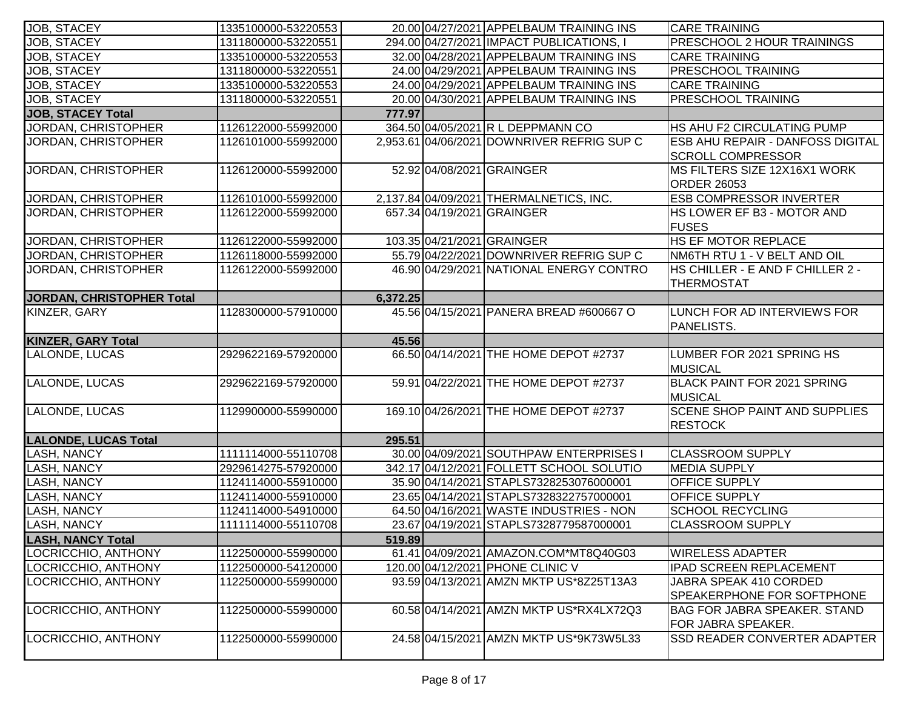| | | | | | |
|---|---|---|---|---|---|
| JOB, STACEY | 1335100000-53220553 | 20.00 | 04/27/2021 | APPELBAUM TRAINING INS | CARE TRAINING |
| JOB, STACEY | 1311800000-53220551 | 294.00 | 04/27/2021 | IMPACT PUBLICATIONS, I | PRESCHOOL 2 HOUR TRAININGS |
| JOB, STACEY | 1335100000-53220553 | 32.00 | 04/28/2021 | APPELBAUM TRAINING INS | CARE TRAINING |
| JOB, STACEY | 1311800000-53220551 | 24.00 | 04/29/2021 | APPELBAUM TRAINING INS | PRESCHOOL TRAINING |
| JOB, STACEY | 1335100000-53220553 | 24.00 | 04/29/2021 | APPELBAUM TRAINING INS | CARE TRAINING |
| JOB, STACEY | 1311800000-53220551 | 20.00 | 04/30/2021 | APPELBAUM TRAINING INS | PRESCHOOL TRAINING |
| **JOB, STACEY Total** | | **777.97** | | | |
| JORDAN, CHRISTOPHER | 1126122000-55992000 | 364.50 | 04/05/2021 | R L DEPPMANN CO | HS AHU F2 CIRCULATING PUMP |
| JORDAN, CHRISTOPHER | 1126101000-55992000 | 2,953.61 | 04/06/2021 | DOWNRIVER REFRIG SUP C | ESB AHU REPAIR - DANFOSS DIGITAL SCROLL COMPRESSOR |
| JORDAN, CHRISTOPHER | 1126120000-55992000 | 52.92 | 04/08/2021 | GRAINGER | MS FILTERS SIZE 12X16X1 WORK ORDER 26053 |
| JORDAN, CHRISTOPHER | 1126101000-55992000 | 2,137.84 | 04/09/2021 | THERMALNETICS, INC. | ESB COMPRESSOR INVERTER |
| JORDAN, CHRISTOPHER | 1126122000-55992000 | 657.34 | 04/19/2021 | GRAINGER | HS LOWER EF B3 - MOTOR AND FUSES |
| JORDAN, CHRISTOPHER | 1126122000-55992000 | 103.35 | 04/21/2021 | GRAINGER | HS EF MOTOR REPLACE |
| JORDAN, CHRISTOPHER | 1126118000-55992000 | 55.79 | 04/22/2021 | DOWNRIVER REFRIG SUP C | NM6TH RTU 1 - V BELT AND OIL |
| JORDAN, CHRISTOPHER | 1126122000-55992000 | 46.90 | 04/29/2021 | NATIONAL ENERGY CONTRO | HS CHILLER - E AND F CHILLER 2 - THERMOSTAT |
| **JORDAN, CHRISTOPHER Total** | | **6,372.25** | | | |
| KINZER, GARY | 1128300000-57910000 | 45.56 | 04/15/2021 | PANERA BREAD #600667 O | LUNCH FOR AD INTERVIEWS FOR PANELISTS. |
| **KINZER, GARY Total** | | **45.56** | | | |
| LALONDE, LUCAS | 2929622169-57920000 | 66.50 | 04/14/2021 | THE HOME DEPOT #2737 | LUMBER FOR 2021 SPRING HS MUSICAL |
| LALONDE, LUCAS | 2929622169-57920000 | 59.91 | 04/22/2021 | THE HOME DEPOT #2737 | BLACK PAINT FOR 2021 SPRING MUSICAL |
| LALONDE, LUCAS | 1129900000-55990000 | 169.10 | 04/26/2021 | THE HOME DEPOT #2737 | SCENE SHOP PAINT AND SUPPLIES RESTOCK |
| **LALONDE, LUCAS Total** | | **295.51** | | | |
| LASH, NANCY | 1111114000-55110708 | 30.00 | 04/09/2021 | SOUTHPAW ENTERPRISES I | CLASSROOM SUPPLY |
| LASH, NANCY | 2929614275-57920000 | 342.17 | 04/12/2021 | FOLLETT SCHOOL SOLUTIO | MEDIA SUPPLY |
| LASH, NANCY | 1124114000-55910000 | 35.90 | 04/14/2021 | STAPLS7328253076000001 | OFFICE SUPPLY |
| LASH, NANCY | 1124114000-55910000 | 23.65 | 04/14/2021 | STAPLS7328322757000001 | OFFICE SUPPLY |
| LASH, NANCY | 1124114000-54910000 | 64.50 | 04/16/2021 | WASTE INDUSTRIES - NON | SCHOOL RECYCLING |
| LASH, NANCY | 1111114000-55110708 | 23.67 | 04/19/2021 | STAPLS7328779587000001 | CLASSROOM SUPPLY |
| **LASH, NANCY Total** | | **519.89** | | | |
| LOCRICCHIO, ANTHONY | 1122500000-55990000 | 61.41 | 04/09/2021 | AMAZON.COM*MT8Q40G03 | WIRELESS ADAPTER |
| LOCRICCHIO, ANTHONY | 1122500000-54120000 | 120.00 | 04/12/2021 | PHONE CLINIC V | IPAD SCREEN REPLACEMENT |
| LOCRICCHIO, ANTHONY | 1122500000-55990000 | 93.59 | 04/13/2021 | AMZN MKTP US*8Z25T13A3 | JABRA SPEAK 410 CORDED SPEAKERPHONE FOR SOFTPHONE |
| LOCRICCHIO, ANTHONY | 1122500000-55990000 | 60.58 | 04/14/2021 | AMZN MKTP US*RX4LX72Q3 | BAG FOR JABRA SPEAKER. STAND FOR JABRA SPEAKER. |
| LOCRICCHIO, ANTHONY | 1122500000-55990000 | 24.58 | 04/15/2021 | AMZN MKTP US*9K73W5L33 | SSD READER CONVERTER ADAPTER |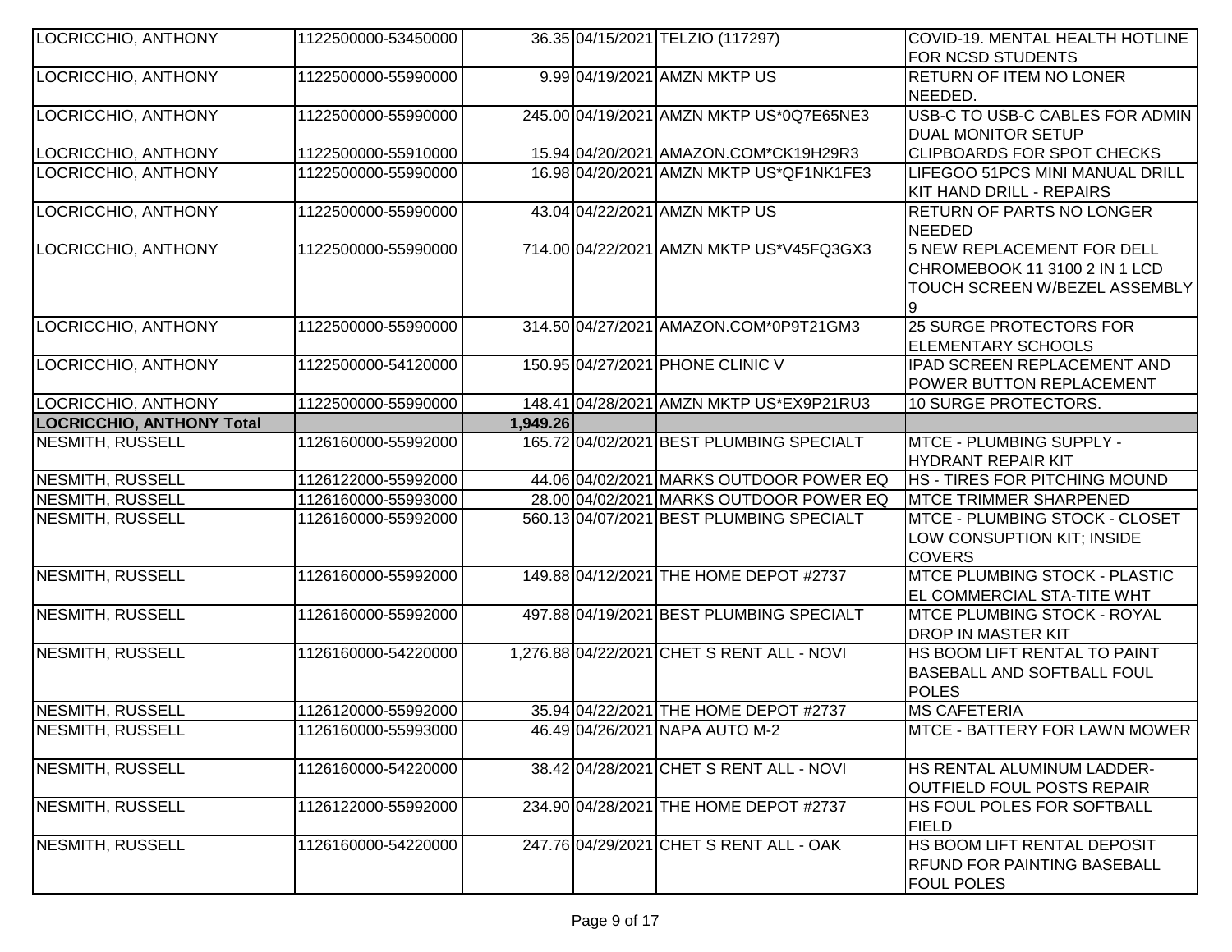| LOCRICCHIO, ANTHONY | 1122500000-53450000 | 36.35 | 04/15/2021 | TELZIO (117297) | COVID-19. MENTAL HEALTH HOTLINE FOR NCSD STUDENTS |
|---|---|---|---|---|---|
| LOCRICCHIO, ANTHONY | 1122500000-55990000 | 9.99 | 04/19/2021 | AMZN MKTP US | RETURN OF ITEM NO LONER NEEDED. |
| LOCRICCHIO, ANTHONY | 1122500000-55990000 | 245.00 | 04/19/2021 | AMZN MKTP US*0Q7E65NE3 | USB-C TO USB-C CABLES FOR ADMIN DUAL MONITOR SETUP |
| LOCRICCHIO, ANTHONY | 1122500000-55910000 | 15.94 | 04/20/2021 | AMAZON.COM*CK19H29R3 | CLIPBOARDS FOR SPOT CHECKS |
| LOCRICCHIO, ANTHONY | 1122500000-55990000 | 16.98 | 04/20/2021 | AMZN MKTP US*QF1NK1FE3 | LIFEGOO 51PCS MINI MANUAL DRILL KIT HAND DRILL - REPAIRS |
| LOCRICCHIO, ANTHONY | 1122500000-55990000 | 43.04 | 04/22/2021 | AMZN MKTP US | RETURN OF PARTS NO LONGER NEEDED |
| LOCRICCHIO, ANTHONY | 1122500000-55990000 | 714.00 | 04/22/2021 | AMZN MKTP US*V45FQ3GX3 | 5 NEW REPLACEMENT FOR DELL CHROMEBOOK 11 3100 2 IN 1 LCD TOUCH SCREEN W/BEZEL ASSEMBLY 9 |
| LOCRICCHIO, ANTHONY | 1122500000-55990000 | 314.50 | 04/27/2021 | AMAZON.COM*0P9T21GM3 | 25 SURGE PROTECTORS FOR ELEMENTARY SCHOOLS |
| LOCRICCHIO, ANTHONY | 1122500000-54120000 | 150.95 | 04/27/2021 | PHONE CLINIC V | IPAD SCREEN REPLACEMENT AND POWER BUTTON REPLACEMENT |
| LOCRICCHIO, ANTHONY | 1122500000-55990000 | 148.41 | 04/28/2021 | AMZN MKTP US*EX9P21RU3 | 10 SURGE PROTECTORS. |
| **LOCRICCHIO, ANTHONY Total** | | **1,949.26** | | | |
| NESMITH, RUSSELL | 1126160000-55992000 | 165.72 | 04/02/2021 | BEST PLUMBING SPECIALT | MTCE - PLUMBING SUPPLY - HYDRANT REPAIR KIT |
| NESMITH, RUSSELL | 1126122000-55992000 | 44.06 | 04/02/2021 | MARKS OUTDOOR POWER EQ | HS - TIRES FOR PITCHING MOUND |
| NESMITH, RUSSELL | 1126160000-55993000 | 28.00 | 04/02/2021 | MARKS OUTDOOR POWER EQ | MTCE TRIMMER SHARPENED |
| NESMITH, RUSSELL | 1126160000-55992000 | 560.13 | 04/07/2021 | BEST PLUMBING SPECIALT | MTCE - PLUMBING STOCK - CLOSET LOW CONSUPTION KIT; INSIDE COVERS |
| NESMITH, RUSSELL | 1126160000-55992000 | 149.88 | 04/12/2021 | THE HOME DEPOT #2737 | MTCE PLUMBING STOCK - PLASTIC EL COMMERCIAL STA-TITE WHT |
| NESMITH, RUSSELL | 1126160000-55992000 | 497.88 | 04/19/2021 | BEST PLUMBING SPECIALT | MTCE PLUMBING STOCK - ROYAL DROP IN MASTER KIT |
| NESMITH, RUSSELL | 1126160000-54220000 | 1,276.88 | 04/22/2021 | CHET S RENT ALL - NOVI | HS BOOM LIFT RENTAL TO PAINT BASEBALL AND SOFTBALL FOUL POLES |
| NESMITH, RUSSELL | 1126120000-55992000 | 35.94 | 04/22/2021 | THE HOME DEPOT #2737 | MS CAFETERIA |
| NESMITH, RUSSELL | 1126160000-55993000 | 46.49 | 04/26/2021 | NAPA AUTO M-2 | MTCE - BATTERY FOR LAWN MOWER |
| NESMITH, RUSSELL | 1126160000-54220000 | 38.42 | 04/28/2021 | CHET S RENT ALL - NOVI | HS RENTAL ALUMINUM LADDER-OUTFIELD FOUL POSTS REPAIR |
| NESMITH, RUSSELL | 1126122000-55992000 | 234.90 | 04/28/2021 | THE HOME DEPOT #2737 | HS FOUL POLES FOR SOFTBALL FIELD |
| NESMITH, RUSSELL | 1126160000-54220000 | 247.76 | 04/29/2021 | CHET S RENT ALL - OAK | HS BOOM LIFT RENTAL DEPOSIT RFUND FOR PAINTING BASEBALL FOUL POLES |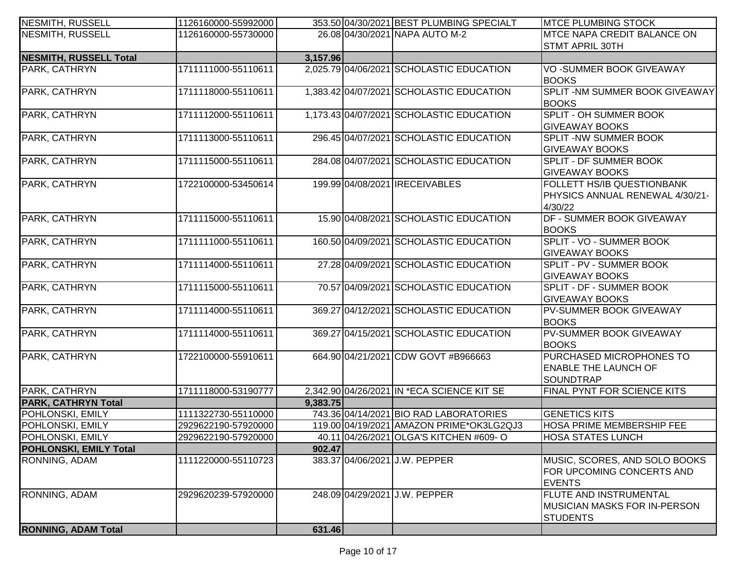| | | | | | |
|---|---|---|---|---|---|
| NESMITH, RUSSELL | 1126160000-55992000 | 353.50 | 04/30/2021 | BEST PLUMBING SPECIALT | MTCE PLUMBING STOCK |
| NESMITH, RUSSELL | 1126160000-55730000 | 26.08 | 04/30/2021 | NAPA AUTO M-2 | MTCE NAPA CREDIT BALANCE ON STMT APRIL 30TH |
| **NESMITH, RUSSELL Total** | | **3,157.96** | | | |
| PARK, CATHRYN | 1711111000-55110611 | 2,025.79 | 04/06/2021 | SCHOLASTIC EDUCATION | VO -SUMMER BOOK GIVEAWAY BOOKS |
| PARK, CATHRYN | 1711118000-55110611 | 1,383.42 | 04/07/2021 | SCHOLASTIC EDUCATION | SPLIT -NM SUMMER BOOK GIVEAWAY BOOKS |
| PARK, CATHRYN | 1711112000-55110611 | 1,173.43 | 04/07/2021 | SCHOLASTIC EDUCATION | SPLIT - OH SUMMER BOOK GIVEAWAY BOOKS |
| PARK, CATHRYN | 1711113000-55110611 | 296.45 | 04/07/2021 | SCHOLASTIC EDUCATION | SPLIT -NW SUMMER BOOK GIVEAWAY BOOKS |
| PARK, CATHRYN | 1711115000-55110611 | 284.08 | 04/07/2021 | SCHOLASTIC EDUCATION | SPLIT - DF SUMMER BOOK GIVEAWAY BOOKS |
| PARK, CATHRYN | 1722100000-53450614 | 199.99 | 04/08/2021 | IRECEIVABLES | FOLLETT HS/IB QUESTIONBANK PHYSICS ANNUAL RENEWAL 4/30/21-4/30/22 |
| PARK, CATHRYN | 1711115000-55110611 | 15.90 | 04/08/2021 | SCHOLASTIC EDUCATION | DF - SUMMER BOOK GIVEAWAY BOOKS |
| PARK, CATHRYN | 1711111000-55110611 | 160.50 | 04/09/2021 | SCHOLASTIC EDUCATION | SPLIT - VO - SUMMER BOOK GIVEAWAY BOOKS |
| PARK, CATHRYN | 1711114000-55110611 | 27.28 | 04/09/2021 | SCHOLASTIC EDUCATION | SPLIT - PV - SUMMER BOOK GIVEAWAY BOOKS |
| PARK, CATHRYN | 1711115000-55110611 | 70.57 | 04/09/2021 | SCHOLASTIC EDUCATION | SPLIT - DF - SUMMER BOOK GIVEAWAY BOOKS |
| PARK, CATHRYN | 1711114000-55110611 | 369.27 | 04/12/2021 | SCHOLASTIC EDUCATION | PV-SUMMER BOOK GIVEAWAY BOOKS |
| PARK, CATHRYN | 1711114000-55110611 | 369.27 | 04/15/2021 | SCHOLASTIC EDUCATION | PV-SUMMER BOOK GIVEAWAY BOOKS |
| PARK, CATHRYN | 1722100000-55910611 | 664.90 | 04/21/2021 | CDW GOVT #B966663 | PURCHASED MICROPHONES TO ENABLE THE LAUNCH OF SOUNDTRAP |
| PARK, CATHRYN | 1711118000-53190777 | 2,342.90 | 04/26/2021 | IN *ECA SCIENCE KIT SE | FINAL PYNT FOR SCIENCE KITS |
| **PARK, CATHRYN Total** | | **9,383.75** | | | |
| POHLONSKI, EMILY | 1111322730-55110000 | 743.36 | 04/14/2021 | BIO RAD LABORATORIES | GENETICS KITS |
| POHLONSKI, EMILY | 2929622190-57920000 | 119.00 | 04/19/2021 | AMAZON PRIME*OK3LG2QJ3 | HOSA PRIME MEMBERSHIP FEE |
| POHLONSKI, EMILY | 2929622190-57920000 | 40.11 | 04/26/2021 | OLGA'S KITCHEN #609- O | HOSA STATES LUNCH |
| **POHLONSKI, EMILY Total** | | **902.47** | | | |
| RONNING, ADAM | 1111220000-55110723 | 383.37 | 04/06/2021 | J.W. PEPPER | MUSIC, SCORES, AND SOLO BOOKS FOR UPCOMING CONCERTS AND EVENTS |
| RONNING, ADAM | 2929620239-57920000 | 248.09 | 04/29/2021 | J.W. PEPPER | FLUTE AND INSTRUMENTAL MUSICIAN MASKS FOR IN-PERSON STUDENTS |
| **RONNING, ADAM Total** | | **631.46** | | | |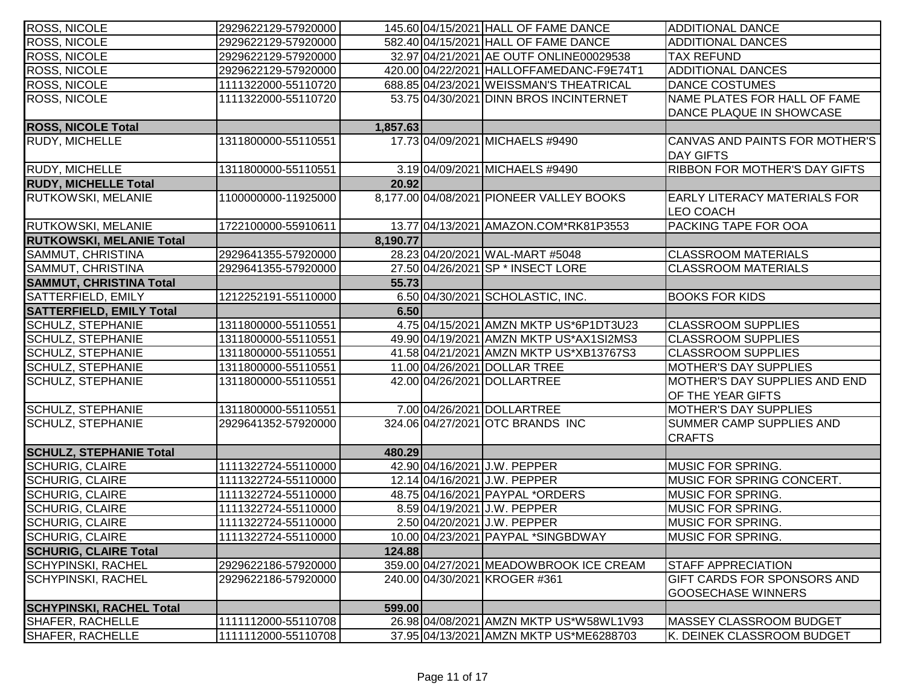| | | | | | |
|---|---|---|---|---|---|
| ROSS, NICOLE | 2929622129-57920000 | 145.60 | 04/15/2021 | HALL OF FAME DANCE | ADDITIONAL DANCE |
| ROSS, NICOLE | 2929622129-57920000 | 582.40 | 04/15/2021 | HALL OF FAME DANCE | ADDITIONAL DANCES |
| ROSS, NICOLE | 2929622129-57920000 | 32.97 | 04/21/2021 | AE OUTF ONLINE00029538 | TAX REFUND |
| ROSS, NICOLE | 2929622129-57920000 | 420.00 | 04/22/2021 | HALLOFFAMEDANC-F9E74T1 | ADDITIONAL DANCES |
| ROSS, NICOLE | 1111322000-55110720 | 688.85 | 04/23/2021 | WEISSMAN'S THEATRICAL | DANCE COSTUMES |
| ROSS, NICOLE | 1111322000-55110720 | 53.75 | 04/30/2021 | DINN BROS INCINTERNET | NAME PLATES FOR HALL OF FAME DANCE PLAQUE IN SHOWCASE |
| **ROSS, NICOLE Total** | | **1,857.63** | | | |
| RUDY, MICHELLE | 1311800000-55110551 | 17.73 | 04/09/2021 | MICHAELS #9490 | CANVAS AND PAINTS FOR MOTHER'S DAY GIFTS |
| RUDY, MICHELLE | 1311800000-55110551 | 3.19 | 04/09/2021 | MICHAELS #9490 | RIBBON FOR MOTHER'S DAY GIFTS |
| **RUDY, MICHELLE Total** | | **20.92** | | | |
| RUTKOWSKI, MELANIE | 1100000000-11925000 | 8,177.00 | 04/08/2021 | PIONEER VALLEY BOOKS | EARLY LITERACY MATERIALS FOR LEO COACH |
| RUTKOWSKI, MELANIE | 1722100000-55910611 | 13.77 | 04/13/2021 | AMAZON.COM*RK81P3553 | PACKING TAPE FOR OOA |
| **RUTKOWSKI, MELANIE Total** | | **8,190.77** | | | |
| SAMMUT, CHRISTINA | 2929641355-57920000 | 28.23 | 04/20/2021 | WAL-MART #5048 | CLASSROOM MATERIALS |
| SAMMUT, CHRISTINA | 2929641355-57920000 | 27.50 | 04/26/2021 | SP * INSECT LORE | CLASSROOM MATERIALS |
| **SAMMUT, CHRISTINA Total** | | **55.73** | | | |
| SATTERFIELD, EMILY | 1212252191-55110000 | 6.50 | 04/30/2021 | SCHOLASTIC, INC. | BOOKS FOR KIDS |
| **SATTERFIELD, EMILY Total** | | **6.50** | | | |
| SCHULZ, STEPHANIE | 1311800000-55110551 | 4.75 | 04/15/2021 | AMZN MKTP US*6P1DT3U23 | CLASSROOM SUPPLIES |
| SCHULZ, STEPHANIE | 1311800000-55110551 | 49.90 | 04/19/2021 | AMZN MKTP US*AX1SI2MS3 | CLASSROOM SUPPLIES |
| SCHULZ, STEPHANIE | 1311800000-55110551 | 41.58 | 04/21/2021 | AMZN MKTP US*XB13767S3 | CLASSROOM SUPPLIES |
| SCHULZ, STEPHANIE | 1311800000-55110551 | 11.00 | 04/26/2021 | DOLLAR TREE | MOTHER'S DAY SUPPLIES |
| SCHULZ, STEPHANIE | 1311800000-55110551 | 42.00 | 04/26/2021 | DOLLARTREE | MOTHER'S DAY SUPPLIES AND END OF THE YEAR GIFTS |
| SCHULZ, STEPHANIE | 1311800000-55110551 | 7.00 | 04/26/2021 | DOLLARTREE | MOTHER'S DAY SUPPLIES |
| SCHULZ, STEPHANIE | 2929641352-57920000 | 324.06 | 04/27/2021 | OTC BRANDS INC | SUMMER CAMP SUPPLIES AND CRAFTS |
| **SCHULZ, STEPHANIE Total** | | **480.29** | | | |
| SCHURIG, CLAIRE | 1111322724-55110000 | 42.90 | 04/16/2021 | J.W. PEPPER | MUSIC FOR SPRING. |
| SCHURIG, CLAIRE | 1111322724-55110000 | 12.14 | 04/16/2021 | J.W. PEPPER | MUSIC FOR SPRING CONCERT. |
| SCHURIG, CLAIRE | 1111322724-55110000 | 48.75 | 04/16/2021 | PAYPAL *ORDERS | MUSIC FOR SPRING. |
| SCHURIG, CLAIRE | 1111322724-55110000 | 8.59 | 04/19/2021 | J.W. PEPPER | MUSIC FOR SPRING. |
| SCHURIG, CLAIRE | 1111322724-55110000 | 2.50 | 04/20/2021 | J.W. PEPPER | MUSIC FOR SPRING. |
| SCHURIG, CLAIRE | 1111322724-55110000 | 10.00 | 04/23/2021 | PAYPAL *SINGBDWAY | MUSIC FOR SPRING. |
| **SCHURIG, CLAIRE Total** | | **124.88** | | | |
| SCHYPINSKI, RACHEL | 2929622186-57920000 | 359.00 | 04/27/2021 | MEADOWBROOK ICE CREAM | STAFF APPRECIATION |
| SCHYPINSKI, RACHEL | 2929622186-57920000 | 240.00 | 04/30/2021 | KROGER #361 | GIFT CARDS FOR SPONSORS AND GOOSECHASE WINNERS |
| **SCHYPINSKI, RACHEL Total** | | **599.00** | | | |
| SHAFER, RACHELLE | 1111112000-55110708 | 26.98 | 04/08/2021 | AMZN MKTP US*W58WL1V93 | MASSEY CLASSROOM BUDGET |
| SHAFER, RACHELLE | 1111112000-55110708 | 37.95 | 04/13/2021 | AMZN MKTP US*ME6288703 | K. DEINEK CLASSROOM BUDGET |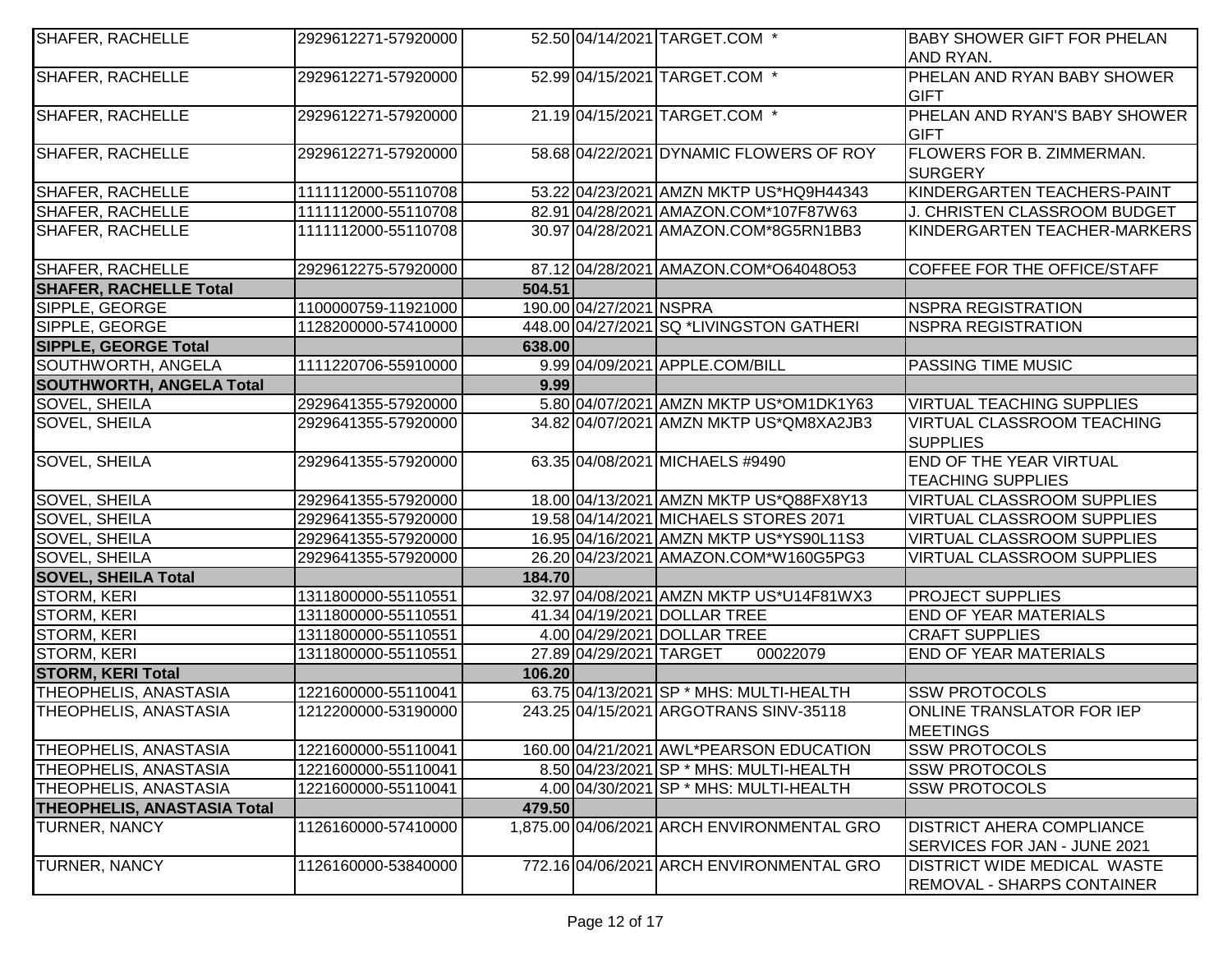| | | | | | |
|---|---|---|---|---|---|
| SHAFER, RACHELLE | 2929612271-57920000 | 52.50 | 04/14/2021 | TARGET.COM * | BABY SHOWER GIFT FOR PHELAN AND RYAN. |
| SHAFER, RACHELLE | 2929612271-57920000 | 52.99 | 04/15/2021 | TARGET.COM * | PHELAN AND RYAN BABY SHOWER GIFT |
| SHAFER, RACHELLE | 2929612271-57920000 | 21.19 | 04/15/2021 | TARGET.COM * | PHELAN AND RYAN'S BABY SHOWER GIFT |
| SHAFER, RACHELLE | 2929612271-57920000 | 58.68 | 04/22/2021 | DYNAMIC FLOWERS OF ROY | FLOWERS FOR B. ZIMMERMAN. SURGERY |
| SHAFER, RACHELLE | 1111112000-55110708 | 53.22 | 04/23/2021 | AMZN MKTP US*HQ9H44343 | KINDERGARTEN TEACHERS-PAINT |
| SHAFER, RACHELLE | 1111112000-55110708 | 82.91 | 04/28/2021 | AMAZON.COM*107F87W63 | J. CHRISTEN CLASSROOM BUDGET |
| SHAFER, RACHELLE | 1111112000-55110708 | 30.97 | 04/28/2021 | AMAZON.COM*8G5RN1BB3 | KINDERGARTEN TEACHER-MARKERS |
| SHAFER, RACHELLE | 2929612275-57920000 | 87.12 | 04/28/2021 | AMAZON.COM*O64048O53 | COFFEE FOR THE OFFICE/STAFF |
| **SHAFER, RACHELLE Total** | | **504.51** | | | |
| SIPPLE, GEORGE | 1100000759-11921000 | 190.00 | 04/27/2021 | NSPRA | NSPRA REGISTRATION |
| SIPPLE, GEORGE | 1128200000-57410000 | 448.00 | 04/27/2021 | SQ *LIVINGSTON GATHERI | NSPRA REGISTRATION |
| **SIPPLE, GEORGE Total** | | **638.00** | | | |
| SOUTHWORTH, ANGELA | 1111220706-55910000 | 9.99 | 04/09/2021 | APPLE.COM/BILL | PASSING TIME MUSIC |
| **SOUTHWORTH, ANGELA Total** | | **9.99** | | | |
| SOVEL, SHEILA | 2929641355-57920000 | 5.80 | 04/07/2021 | AMZN MKTP US*OM1DK1Y63 | VIRTUAL TEACHING SUPPLIES |
| SOVEL, SHEILA | 2929641355-57920000 | 34.82 | 04/07/2021 | AMZN MKTP US*QM8XA2JB3 | VIRTUAL CLASSROOM TEACHING SUPPLIES |
| SOVEL, SHEILA | 2929641355-57920000 | 63.35 | 04/08/2021 | MICHAELS #9490 | END OF THE YEAR VIRTUAL TEACHING SUPPLIES |
| SOVEL, SHEILA | 2929641355-57920000 | 18.00 | 04/13/2021 | AMZN MKTP US*Q88FX8Y13 | VIRTUAL CLASSROOM SUPPLIES |
| SOVEL, SHEILA | 2929641355-57920000 | 19.58 | 04/14/2021 | MICHAELS STORES 2071 | VIRTUAL CLASSROOM SUPPLIES |
| SOVEL, SHEILA | 2929641355-57920000 | 16.95 | 04/16/2021 | AMZN MKTP US*YS90L11S3 | VIRTUAL CLASSROOM SUPPLIES |
| SOVEL, SHEILA | 2929641355-57920000 | 26.20 | 04/23/2021 | AMAZON.COM*W160G5PG3 | VIRTUAL CLASSROOM SUPPLIES |
| **SOVEL, SHEILA Total** | | **184.70** | | | |
| STORM, KERI | 1311800000-55110551 | 32.97 | 04/08/2021 | AMZN MKTP US*U14F81WX3 | PROJECT SUPPLIES |
| STORM, KERI | 1311800000-55110551 | 41.34 | 04/19/2021 | DOLLAR TREE | END OF YEAR MATERIALS |
| STORM, KERI | 1311800000-55110551 | 4.00 | 04/29/2021 | DOLLAR TREE | CRAFT SUPPLIES |
| STORM, KERI | 1311800000-55110551 | 27.89 | 04/29/2021 | TARGET 00022079 | END OF YEAR MATERIALS |
| **STORM, KERI Total** | | **106.20** | | | |
| THEOPHELIS, ANASTASIA | 1221600000-55110041 | 63.75 | 04/13/2021 | SP * MHS: MULTI-HEALTH | SSW PROTOCOLS |
| THEOPHELIS, ANASTASIA | 1212200000-53190000 | 243.25 | 04/15/2021 | ARGOTRANS SINV-35118 | ONLINE TRANSLATOR FOR IEP MEETINGS |
| THEOPHELIS, ANASTASIA | 1221600000-55110041 | 160.00 | 04/21/2021 | AWL*PEARSON EDUCATION | SSW PROTOCOLS |
| THEOPHELIS, ANASTASIA | 1221600000-55110041 | 8.50 | 04/23/2021 | SP * MHS: MULTI-HEALTH | SSW PROTOCOLS |
| THEOPHELIS, ANASTASIA | 1221600000-55110041 | 4.00 | 04/30/2021 | SP * MHS: MULTI-HEALTH | SSW PROTOCOLS |
| **THEOPHELIS, ANASTASIA Total** | | **479.50** | | | |
| TURNER, NANCY | 1126160000-57410000 | 1,875.00 | 04/06/2021 | ARCH ENVIRONMENTAL GRO | DISTRICT AHERA COMPLIANCE SERVICES FOR JAN - JUNE 2021 |
| TURNER, NANCY | 1126160000-53840000 | 772.16 | 04/06/2021 | ARCH ENVIRONMENTAL GRO | DISTRICT WIDE MEDICAL WASTE REMOVAL - SHARPS CONTAINER |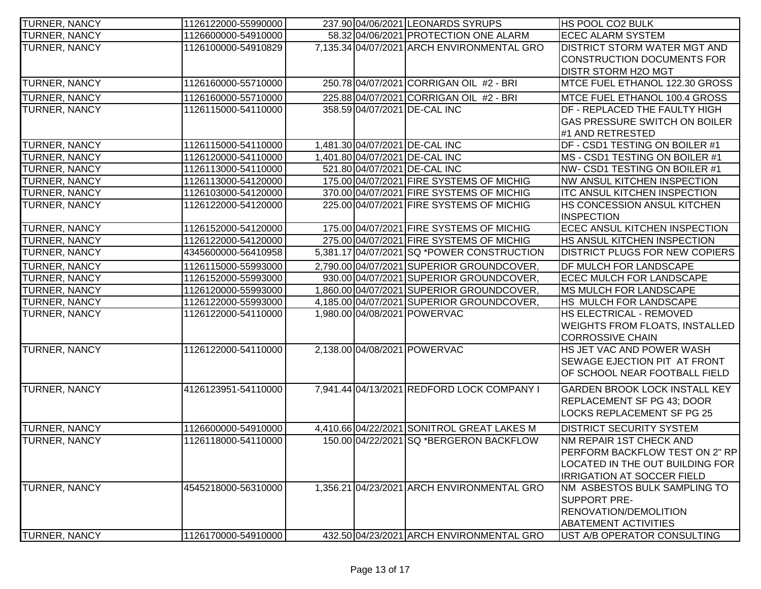| | | | | | |
|---|---|---|---|---|---|
| TURNER, NANCY | 1126122000-55990000 | 237.90 | 04/06/2021 | LEONARDS SYRUPS | HS POOL CO2 BULK |
| TURNER, NANCY | 1126600000-54910000 | 58.32 | 04/06/2021 | PROTECTION ONE ALARM | ECEC ALARM SYSTEM |
| TURNER, NANCY | 1126100000-54910829 | 7,135.34 | 04/07/2021 | ARCH ENVIRONMENTAL GRO | DISTRICT STORM WATER MGT AND CONSTRUCTION DOCUMENTS FOR DISTR STORM H2O MGT |
| TURNER, NANCY | 1126160000-55710000 | 250.78 | 04/07/2021 | CORRIGAN OIL #2 - BRI | MTCE FUEL ETHANOL 122.30 GROSS |
| TURNER, NANCY | 1126160000-55710000 | 225.88 | 04/07/2021 | CORRIGAN OIL #2 - BRI | MTCE FUEL ETHANOL 100.4 GROSS |
| TURNER, NANCY | 1126115000-54110000 | 358.59 | 04/07/2021 | DE-CAL INC | DF - REPLACED THE FAULTY HIGH GAS PRESSURE SWITCH ON BOILER #1 AND RETRESTED |
| TURNER, NANCY | 1126115000-54110000 | 1,481.30 | 04/07/2021 | DE-CAL INC | DF - CSD1 TESTING ON BOILER #1 |
| TURNER, NANCY | 1126120000-54110000 | 1,401.80 | 04/07/2021 | DE-CAL INC | MS - CSD1 TESTING ON BOILER #1 |
| TURNER, NANCY | 1126113000-54110000 | 521.80 | 04/07/2021 | DE-CAL INC | NW- CSD1 TESTING ON BOILER #1 |
| TURNER, NANCY | 1126113000-54120000 | 175.00 | 04/07/2021 | FIRE SYSTEMS OF MICHIG | NW ANSUL KITCHEN INSPECTION |
| TURNER, NANCY | 1126103000-54120000 | 370.00 | 04/07/2021 | FIRE SYSTEMS OF MICHIG | ITC ANSUL KITCHEN INSPECTION |
| TURNER, NANCY | 1126122000-54120000 | 225.00 | 04/07/2021 | FIRE SYSTEMS OF MICHIG | HS CONCESSION ANSUL KITCHEN INSPECTION |
| TURNER, NANCY | 1126152000-54120000 | 175.00 | 04/07/2021 | FIRE SYSTEMS OF MICHIG | ECEC ANSUL KITCHEN INSPECTION |
| TURNER, NANCY | 1126122000-54120000 | 275.00 | 04/07/2021 | FIRE SYSTEMS OF MICHIG | HS ANSUL KITCHEN INSPECTION |
| TURNER, NANCY | 4345600000-56410958 | 5,381.17 | 04/07/2021 | SQ *POWER CONSTRUCTION | DISTRICT PLUGS FOR NEW COPIERS |
| TURNER, NANCY | 1126115000-55993000 | 2,790.00 | 04/07/2021 | SUPERIOR GROUNDCOVER, | DF MULCH FOR LANDSCAPE |
| TURNER, NANCY | 1126152000-55993000 | 930.00 | 04/07/2021 | SUPERIOR GROUNDCOVER, | ECEC MULCH FOR LANDSCAPE |
| TURNER, NANCY | 1126120000-55993000 | 1,860.00 | 04/07/2021 | SUPERIOR GROUNDCOVER, | MS MULCH FOR LANDSCAPE |
| TURNER, NANCY | 1126122000-55993000 | 4,185.00 | 04/07/2021 | SUPERIOR GROUNDCOVER, | HS MULCH FOR LANDSCAPE |
| TURNER, NANCY | 1126122000-54110000 | 1,980.00 | 04/08/2021 | POWERVAC | HS ELECTRICAL - REMOVED WEIGHTS FROM FLOATS, INSTALLED CORROSSIVE CHAIN |
| TURNER, NANCY | 1126122000-54110000 | 2,138.00 | 04/08/2021 | POWERVAC | HS JET VAC AND POWER WASH SEWAGE EJECTION PIT AT FRONT OF SCHOOL NEAR FOOTBALL FIELD |
| TURNER, NANCY | 4126123951-54110000 | 7,941.44 | 04/13/2021 | REDFORD LOCK COMPANY I | GARDEN BROOK LOCK INSTALL KEY REPLACEMENT SF PG 43; DOOR LOCKS REPLACEMENT SF PG 25 |
| TURNER, NANCY | 1126600000-54910000 | 4,410.66 | 04/22/2021 | SONITROL GREAT LAKES M | DISTRICT SECURITY SYSTEM |
| TURNER, NANCY | 1126118000-54110000 | 150.00 | 04/22/2021 | SQ *BERGERON BACKFLOW | NM REPAIR 1ST CHECK AND PERFORM BACKFLOW TEST ON 2" RP LOCATED IN THE OUT BUILDING FOR IRRIGATION AT SOCCER FIELD |
| TURNER, NANCY | 4545218000-56310000 | 1,356.21 | 04/23/2021 | ARCH ENVIRONMENTAL GRO | NM ASBESTOS BULK SAMPLING TO SUPPORT PRE-RENOVATION/DEMOLITION ABATEMENT ACTIVITIES |
| TURNER, NANCY | 1126170000-54910000 | 432.50 | 04/23/2021 | ARCH ENVIRONMENTAL GRO | UST A/B OPERATOR CONSULTING |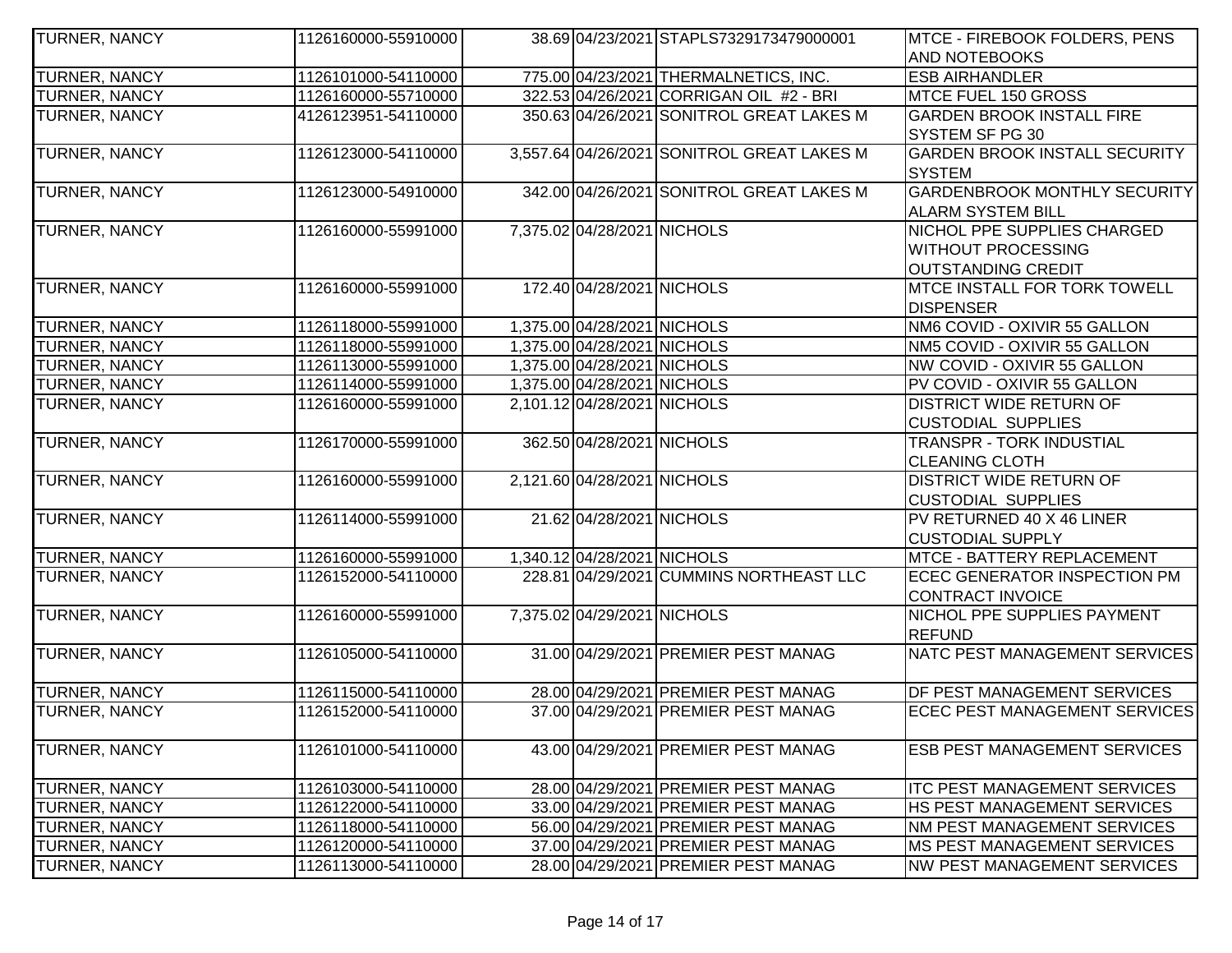| | | | | | |
|---|---|---|---|---|---|
| TURNER, NANCY | 1126160000-55910000 | 38.69 | 04/23/2021 | STAPLS7329173479000001 | MTCE - FIREBOOK FOLDERS, PENS AND NOTEBOOKS |
| TURNER, NANCY | 1126101000-54110000 | 775.00 | 04/23/2021 | THERMALNETICS, INC. | ESB AIRHANDLER |
| TURNER, NANCY | 1126160000-55710000 | 322.53 | 04/26/2021 | CORRIGAN OIL #2 - BRI | MTCE FUEL 150 GROSS |
| TURNER, NANCY | 4126123951-54110000 | 350.63 | 04/26/2021 | SONITROL GREAT LAKES M | GARDEN BROOK INSTALL FIRE SYSTEM SF PG 30 |
| TURNER, NANCY | 1126123000-54110000 | 3,557.64 | 04/26/2021 | SONITROL GREAT LAKES M | GARDEN BROOK INSTALL SECURITY SYSTEM |
| TURNER, NANCY | 1126123000-54910000 | 342.00 | 04/26/2021 | SONITROL GREAT LAKES M | GARDENBROOK MONTHLY SECURITY ALARM SYSTEM BILL |
| TURNER, NANCY | 1126160000-55991000 | 7,375.02 | 04/28/2021 | NICHOLS | NICHOL PPE SUPPLIES CHARGED WITHOUT PROCESSING OUTSTANDING CREDIT |
| TURNER, NANCY | 1126160000-55991000 | 172.40 | 04/28/2021 | NICHOLS | MTCE INSTALL FOR TORK TOWELL DISPENSER |
| TURNER, NANCY | 1126118000-55991000 | 1,375.00 | 04/28/2021 | NICHOLS | NM6 COVID - OXIVIR 55 GALLON |
| TURNER, NANCY | 1126118000-55991000 | 1,375.00 | 04/28/2021 | NICHOLS | NM5 COVID - OXIVIR 55 GALLON |
| TURNER, NANCY | 1126113000-55991000 | 1,375.00 | 04/28/2021 | NICHOLS | NW COVID - OXIVIR 55 GALLON |
| TURNER, NANCY | 1126114000-55991000 | 1,375.00 | 04/28/2021 | NICHOLS | PV COVID - OXIVIR 55 GALLON |
| TURNER, NANCY | 1126160000-55991000 | 2,101.12 | 04/28/2021 | NICHOLS | DISTRICT WIDE RETURN OF CUSTODIAL SUPPLIES |
| TURNER, NANCY | 1126170000-55991000 | 362.50 | 04/28/2021 | NICHOLS | TRANSPR - TORK INDUSTIAL CLEANING CLOTH |
| TURNER, NANCY | 1126160000-55991000 | 2,121.60 | 04/28/2021 | NICHOLS | DISTRICT WIDE RETURN OF CUSTODIAL SUPPLIES |
| TURNER, NANCY | 1126114000-55991000 | 21.62 | 04/28/2021 | NICHOLS | PV RETURNED 40 X 46 LINER CUSTODIAL SUPPLY |
| TURNER, NANCY | 1126160000-55991000 | 1,340.12 | 04/28/2021 | NICHOLS | MTCE - BATTERY REPLACEMENT |
| TURNER, NANCY | 1126152000-54110000 | 228.81 | 04/29/2021 | CUMMINS NORTHEAST LLC | ECEC GENERATOR INSPECTION PM CONTRACT INVOICE |
| TURNER, NANCY | 1126160000-55991000 | 7,375.02 | 04/29/2021 | NICHOLS | NICHOL PPE SUPPLIES PAYMENT REFUND |
| TURNER, NANCY | 1126105000-54110000 | 31.00 | 04/29/2021 | PREMIER PEST MANAG | NATC PEST MANAGEMENT SERVICES |
| TURNER, NANCY | 1126115000-54110000 | 28.00 | 04/29/2021 | PREMIER PEST MANAG | DF PEST MANAGEMENT SERVICES |
| TURNER, NANCY | 1126152000-54110000 | 37.00 | 04/29/2021 | PREMIER PEST MANAG | ECEC PEST MANAGEMENT SERVICES |
| TURNER, NANCY | 1126101000-54110000 | 43.00 | 04/29/2021 | PREMIER PEST MANAG | ESB PEST MANAGEMENT SERVICES |
| TURNER, NANCY | 1126103000-54110000 | 28.00 | 04/29/2021 | PREMIER PEST MANAG | ITC PEST MANAGEMENT SERVICES |
| TURNER, NANCY | 1126122000-54110000 | 33.00 | 04/29/2021 | PREMIER PEST MANAG | HS PEST MANAGEMENT SERVICES |
| TURNER, NANCY | 1126118000-54110000 | 56.00 | 04/29/2021 | PREMIER PEST MANAG | NM PEST MANAGEMENT SERVICES |
| TURNER, NANCY | 1126120000-54110000 | 37.00 | 04/29/2021 | PREMIER PEST MANAG | MS PEST MANAGEMENT SERVICES |
| TURNER, NANCY | 1126113000-54110000 | 28.00 | 04/29/2021 | PREMIER PEST MANAG | NW PEST MANAGEMENT SERVICES |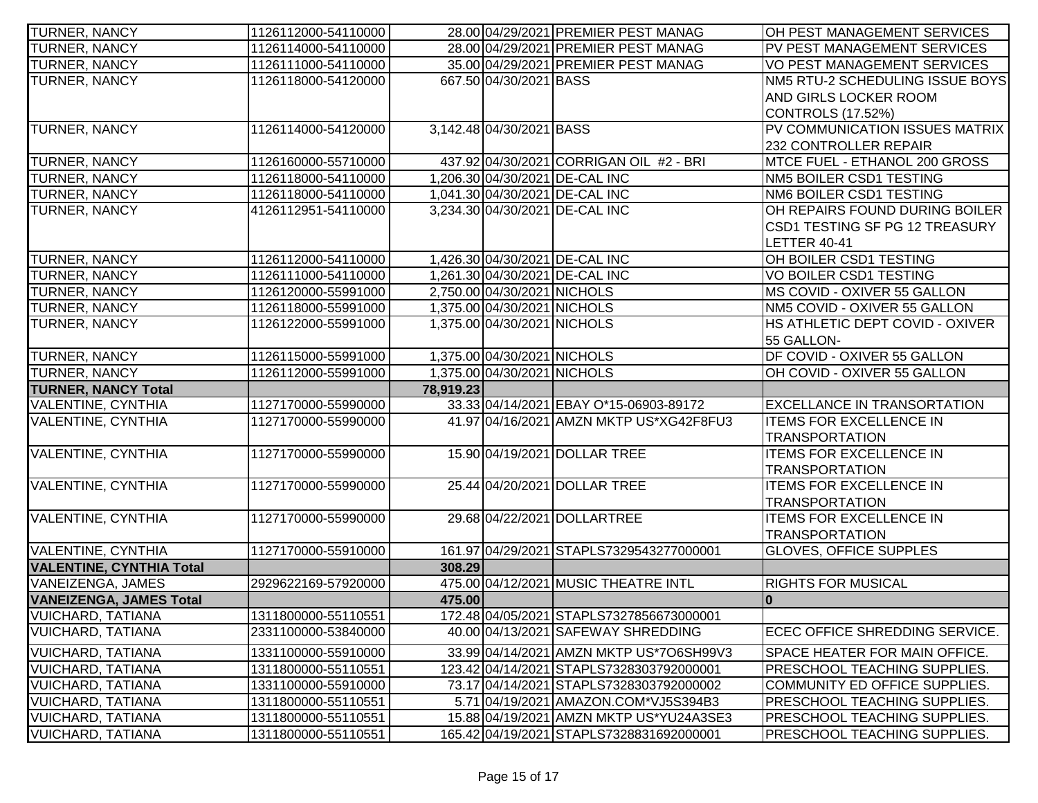| | | | | | |
|---|---|---|---|---|---|
| TURNER, NANCY | 1126112000-54110000 | 28.00 | 04/29/2021 | PREMIER PEST MANAG | OH PEST MANAGEMENT SERVICES |
| TURNER, NANCY | 1126114000-54110000 | 28.00 | 04/29/2021 | PREMIER PEST MANAG | PV PEST MANAGEMENT SERVICES |
| TURNER, NANCY | 1126111000-54110000 | 35.00 | 04/29/2021 | PREMIER PEST MANAG | VO PEST MANAGEMENT SERVICES |
| TURNER, NANCY | 1126118000-54120000 | 667.50 | 04/30/2021 | BASS | NM5 RTU-2 SCHEDULING ISSUE BOYS AND GIRLS LOCKER ROOM CONTROLS (17.52%) |
| TURNER, NANCY | 1126114000-54120000 | 3,142.48 | 04/30/2021 | BASS | PV COMMUNICATION ISSUES MATRIX 232 CONTROLLER REPAIR |
| TURNER, NANCY | 1126160000-55710000 | 437.92 | 04/30/2021 | CORRIGAN OIL #2 - BRI | MTCE FUEL - ETHANOL 200 GROSS |
| TURNER, NANCY | 1126118000-54110000 | 1,206.30 | 04/30/2021 | DE-CAL INC | NM5 BOILER CSD1 TESTING |
| TURNER, NANCY | 1126118000-54110000 | 1,041.30 | 04/30/2021 | DE-CAL INC | NM6 BOILER CSD1 TESTING |
| TURNER, NANCY | 4126112951-54110000 | 3,234.30 | 04/30/2021 | DE-CAL INC | OH REPAIRS FOUND DURING BOILER CSD1 TESTING SF PG 12 TREASURY LETTER 40-41 |
| TURNER, NANCY | 1126112000-54110000 | 1,426.30 | 04/30/2021 | DE-CAL INC | OH BOILER CSD1 TESTING |
| TURNER, NANCY | 1126111000-54110000 | 1,261.30 | 04/30/2021 | DE-CAL INC | VO BOILER CSD1 TESTING |
| TURNER, NANCY | 1126120000-55991000 | 2,750.00 | 04/30/2021 | NICHOLS | MS COVID - OXIVER 55 GALLON |
| TURNER, NANCY | 1126118000-55991000 | 1,375.00 | 04/30/2021 | NICHOLS | NM5 COVID - OXIVER 55 GALLON |
| TURNER, NANCY | 1126122000-55991000 | 1,375.00 | 04/30/2021 | NICHOLS | HS ATHLETIC DEPT COVID - OXIVER 55 GALLON- |
| TURNER, NANCY | 1126115000-55991000 | 1,375.00 | 04/30/2021 | NICHOLS | DF COVID - OXIVER 55 GALLON |
| TURNER, NANCY | 1126112000-55991000 | 1,375.00 | 04/30/2021 | NICHOLS | OH COVID - OXIVER 55 GALLON |
| **TURNER, NANCY Total** | | **78,919.23** | | | |
| VALENTINE, CYNTHIA | 1127170000-55990000 | 33.33 | 04/14/2021 | EBAY O*15-06903-89172 | EXCELLANCE IN TRANSORTATION |
| VALENTINE, CYNTHIA | 1127170000-55990000 | 41.97 | 04/16/2021 | AMZN MKTP US*XG42F8FU3 | ITEMS FOR EXCELLENCE IN TRANSPORTATION |
| VALENTINE, CYNTHIA | 1127170000-55990000 | 15.90 | 04/19/2021 | DOLLAR TREE | ITEMS FOR EXCELLENCE IN TRANSPORTATION |
| VALENTINE, CYNTHIA | 1127170000-55990000 | 25.44 | 04/20/2021 | DOLLAR TREE | ITEMS FOR EXCELLENCE IN TRANSPORTATION |
| VALENTINE, CYNTHIA | 1127170000-55990000 | 29.68 | 04/22/2021 | DOLLARTREE | ITEMS FOR EXCELLENCE IN TRANSPORTATION |
| VALENTINE, CYNTHIA | 1127170000-55910000 | 161.97 | 04/29/2021 | STAPLS7329543277000001 | GLOVES, OFFICE SUPPLES |
| **VALENTINE, CYNTHIA Total** | | **308.29** | | | |
| VANEIZENGA, JAMES | 2929622169-57920000 | 475.00 | 04/12/2021 | MUSIC THEATRE INTL | RIGHTS FOR MUSICAL |
| **VANEIZENGA, JAMES Total** | | **475.00** | | | **0** |
| VUICHARD, TATIANA | 1311800000-55110551 | 172.48 | 04/05/2021 | STAPLS7327856673000001 | |
| VUICHARD, TATIANA | 2331100000-53840000 | 40.00 | 04/13/2021 | SAFEWAY SHREDDING | ECEC OFFICE SHREDDING SERVICE. |
| VUICHARD, TATIANA | 1331100000-55910000 | 33.99 | 04/14/2021 | AMZN MKTP US*7O6SH99V3 | SPACE HEATER FOR MAIN OFFICE. |
| VUICHARD, TATIANA | 1311800000-55110551 | 123.42 | 04/14/2021 | STAPLS7328303792000001 | PRESCHOOL TEACHING SUPPLIES. |
| VUICHARD, TATIANA | 1331100000-55910000 | 73.17 | 04/14/2021 | STAPLS7328303792000002 | COMMUNITY ED OFFICE SUPPLIES. |
| VUICHARD, TATIANA | 1311800000-55110551 | 5.71 | 04/19/2021 | AMAZON.COM*VJ5S394B3 | PRESCHOOL TEACHING SUPPLIES. |
| VUICHARD, TATIANA | 1311800000-55110551 | 15.88 | 04/19/2021 | AMZN MKTP US*YU24A3SE3 | PRESCHOOL TEACHING SUPPLIES. |
| VUICHARD, TATIANA | 1311800000-55110551 | 165.42 | 04/19/2021 | STAPLS7328831692000001 | PRESCHOOL TEACHING SUPPLIES. |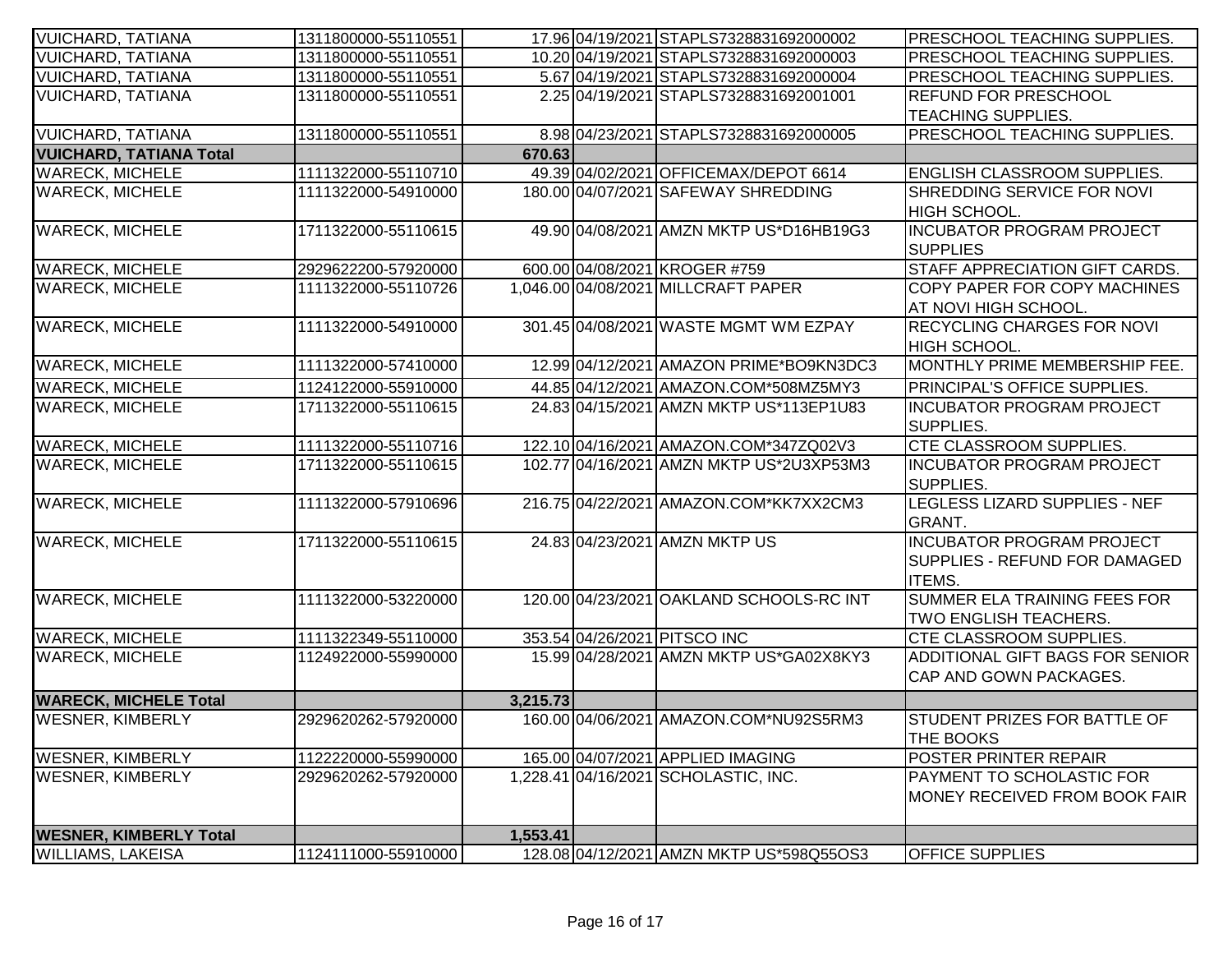| | | | | | |
|---|---|---|---|---|---|
| VUICHARD, TATIANA | 1311800000-55110551 | 17.96 | 04/19/2021 | STAPLS7328831692000002 | PRESCHOOL TEACHING SUPPLIES. |
| VUICHARD, TATIANA | 1311800000-55110551 | 10.20 | 04/19/2021 | STAPLS7328831692000003 | PRESCHOOL TEACHING SUPPLIES. |
| VUICHARD, TATIANA | 1311800000-55110551 | 5.67 | 04/19/2021 | STAPLS7328831692000004 | PRESCHOOL TEACHING SUPPLIES. |
| VUICHARD, TATIANA | 1311800000-55110551 | 2.25 | 04/19/2021 | STAPLS7328831692001001 | REFUND FOR PRESCHOOL TEACHING SUPPLIES. |
| VUICHARD, TATIANA | 1311800000-55110551 | 8.98 | 04/23/2021 | STAPLS7328831692000005 | PRESCHOOL TEACHING SUPPLIES. |
| **VUICHARD, TATIANA Total** | | **670.63** | | | |
| WARECK, MICHELE | 1111322000-55110710 | 49.39 | 04/02/2021 | OFFICEMAX/DEPOT 6614 | ENGLISH CLASSROOM SUPPLIES. |
| WARECK, MICHELE | 1111322000-54910000 | 180.00 | 04/07/2021 | SAFEWAY SHREDDING | SHREDDING SERVICE FOR NOVI HIGH SCHOOL. |
| WARECK, MICHELE | 1711322000-55110615 | 49.90 | 04/08/2021 | AMZN MKTP US*D16HB19G3 | INCUBATOR PROGRAM PROJECT SUPPLIES |
| WARECK, MICHELE | 2929622200-57920000 | 600.00 | 04/08/2021 | KROGER #759 | STAFF APPRECIATION GIFT CARDS. |
| WARECK, MICHELE | 1111322000-55110726 | 1,046.00 | 04/08/2021 | MILLCRAFT PAPER | COPY PAPER FOR COPY MACHINES AT NOVI HIGH SCHOOL. |
| WARECK, MICHELE | 1111322000-54910000 | 301.45 | 04/08/2021 | WASTE MGMT WM EZPAY | RECYCLING CHARGES FOR NOVI HIGH SCHOOL. |
| WARECK, MICHELE | 1111322000-57410000 | 12.99 | 04/12/2021 | AMAZON PRIME*BO9KN3DC3 | MONTHLY PRIME MEMBERSHIP FEE. |
| WARECK, MICHELE | 1124122000-55910000 | 44.85 | 04/12/2021 | AMAZON.COM*508MZ5MY3 | PRINCIPAL'S OFFICE SUPPLIES. |
| WARECK, MICHELE | 1711322000-55110615 | 24.83 | 04/15/2021 | AMZN MKTP US*113EP1U83 | INCUBATOR PROGRAM PROJECT SUPPLIES. |
| WARECK, MICHELE | 1111322000-55110716 | 122.10 | 04/16/2021 | AMAZON.COM*347ZQ02V3 | CTE CLASSROOM SUPPLIES. |
| WARECK, MICHELE | 1711322000-55110615 | 102.77 | 04/16/2021 | AMZN MKTP US*2U3XP53M3 | INCUBATOR PROGRAM PROJECT SUPPLIES. |
| WARECK, MICHELE | 1111322000-57910696 | 216.75 | 04/22/2021 | AMAZON.COM*KK7XX2CM3 | LEGLESS LIZARD SUPPLIES - NEF GRANT. |
| WARECK, MICHELE | 1711322000-55110615 | 24.83 | 04/23/2021 | AMZN MKTP US | INCUBATOR PROGRAM PROJECT SUPPLIES - REFUND FOR DAMAGED ITEMS. |
| WARECK, MICHELE | 1111322000-53220000 | 120.00 | 04/23/2021 | OAKLAND SCHOOLS-RC INT | SUMMER ELA TRAINING FEES FOR TWO ENGLISH TEACHERS. |
| WARECK, MICHELE | 1111322349-55110000 | 353.54 | 04/26/2021 | PITSCO INC | CTE CLASSROOM SUPPLIES. |
| WARECK, MICHELE | 1124922000-55990000 | 15.99 | 04/28/2021 | AMZN MKTP US*GA02X8KY3 | ADDITIONAL GIFT BAGS FOR SENIOR CAP AND GOWN PACKAGES. |
| **WARECK, MICHELE Total** | | **3,215.73** | | | |
| WESNER, KIMBERLY | 2929620262-57920000 | 160.00 | 04/06/2021 | AMAZON.COM*NU92S5RM3 | STUDENT PRIZES FOR BATTLE OF THE BOOKS |
| WESNER, KIMBERLY | 1122220000-55990000 | 165.00 | 04/07/2021 | APPLIED IMAGING | POSTER PRINTER REPAIR |
| WESNER, KIMBERLY | 2929620262-57920000 | 1,228.41 | 04/16/2021 | SCHOLASTIC, INC. | PAYMENT TO SCHOLASTIC FOR MONEY RECEIVED FROM BOOK FAIR |
| **WESNER, KIMBERLY Total** | | **1,553.41** | | | |
| WILLIAMS, LAKEISA | 1124111000-55910000 | 128.08 | 04/12/2021 | AMZN MKTP US*598Q55OS3 | OFFICE SUPPLIES |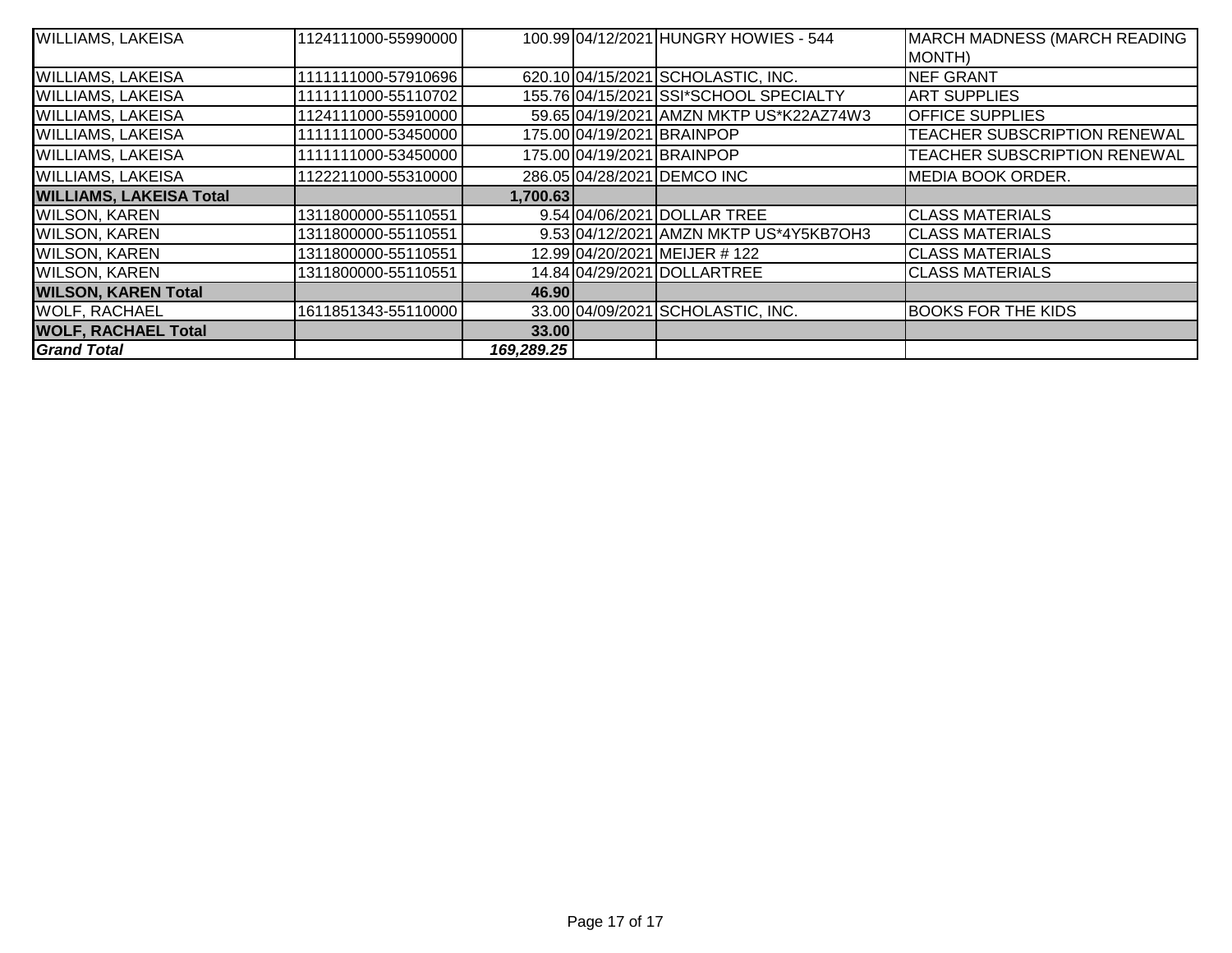| | | | | | |
|---|---|---|---|---|---|
| WILLIAMS, LAKEISA | 1124111000-55990000 | 100.99 | 04/12/2021 | HUNGRY HOWIES - 544 | MARCH MADNESS (MARCH READING MONTH) |
| WILLIAMS, LAKEISA | 1111111000-57910696 | 620.10 | 04/15/2021 | SCHOLASTIC, INC. | NEF GRANT |
| WILLIAMS, LAKEISA | 1111111000-55110702 | 155.76 | 04/15/2021 | SSI*SCHOOL SPECIALTY | ART SUPPLIES |
| WILLIAMS, LAKEISA | 1124111000-55910000 | 59.65 | 04/19/2021 | AMZN MKTP US*K22AZ74W3 | OFFICE SUPPLIES |
| WILLIAMS, LAKEISA | 1111111000-53450000 | 175.00 | 04/19/2021 | BRAINPOP | TEACHER SUBSCRIPTION RENEWAL |
| WILLIAMS, LAKEISA | 1111111000-53450000 | 175.00 | 04/19/2021 | BRAINPOP | TEACHER SUBSCRIPTION RENEWAL |
| WILLIAMS, LAKEISA | 1122211000-55310000 | 286.05 | 04/28/2021 | DEMCO INC | MEDIA BOOK ORDER. |
| **WILLIAMS, LAKEISA Total** | | **1,700.63** | | | |
| WILSON, KAREN | 1311800000-55110551 | 9.54 | 04/06/2021 | DOLLAR TREE | CLASS MATERIALS |
| WILSON, KAREN | 1311800000-55110551 | 9.53 | 04/12/2021 | AMZN MKTP US*4Y5KB7OH3 | CLASS MATERIALS |
| WILSON, KAREN | 1311800000-55110551 | 12.99 | 04/20/2021 | MEIJER # 122 | CLASS MATERIALS |
| WILSON, KAREN | 1311800000-55110551 | 14.84 | 04/29/2021 | DOLLARTREE | CLASS MATERIALS |
| **WILSON, KAREN Total** | | **46.90** | | | |
| WOLF, RACHAEL | 1611851343-55110000 | 33.00 | 04/09/2021 | SCHOLASTIC, INC. | BOOKS FOR THE KIDS |
| **WOLF, RACHAEL Total** | | **33.00** | | | |
| ***Grand Total*** | | ***169,289.25*** | | | |